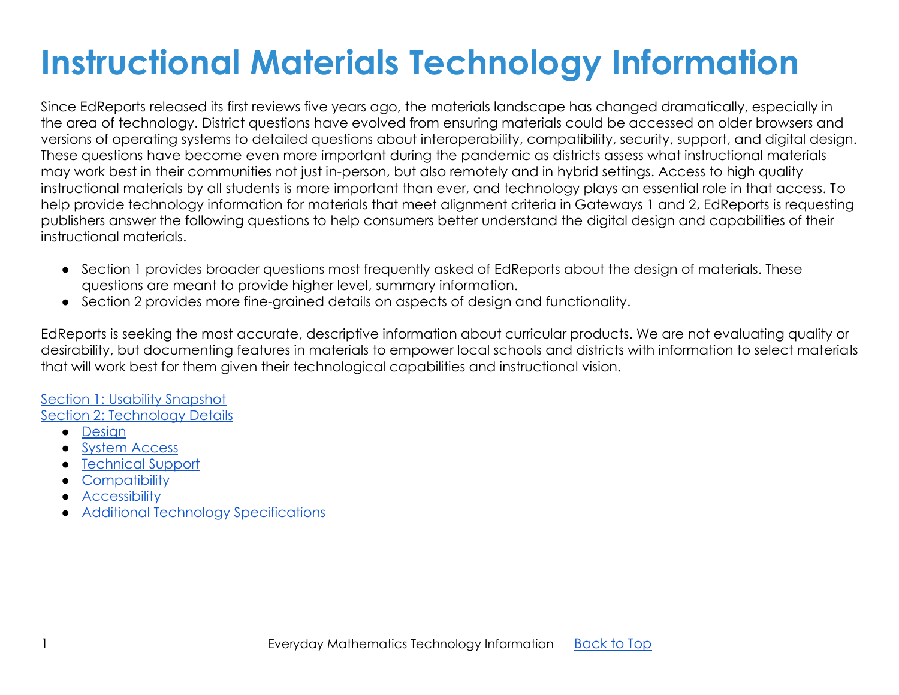# Instructional Materials Technology Information

Since EdReports released its first reviews five years ago, the materials landscape has changed dramatically, especially in the area of technology. District questions have evolved from ensuring materials could be accessed on older browsers and versions of operating systems to detailed questions about interoperability, compatibility, security, support, and digital design. These questions have become even more important during the pandemic as districts assess what instructional materials may work best in their communities not just in-person, but also remotely and in hybrid settings. Access to high quality instructional materials by all students is more important than ever, and technology plays an essential role in that access. To help provide technology information for materials that meet alignment criteria in Gateways 1 and 2, EdReports is requesting publishers answer the following questions to help consumers better understand the digital design and capabilities of their instructional materials.

- Section 1 provides broader questions most frequently asked of EdReports about the design of materials. These questions are meant to provide higher level, summary information.
- Section 2 provides more fine-grained details on aspects of design and functionality.

EdReports is seeking the most accurate, descriptive information about curricular products. We are not evaluating quality or desirability, but documenting features in materials to empower local schools and districts with information to select materials that will work best for them given their technological capabilities and instructional vision.

Section 1: Usability Snapshot
Section 2: Technology Details
- Design
- System Access
- Technical Support
- Compatibility
- Accessibility
- Additional Technology Specifications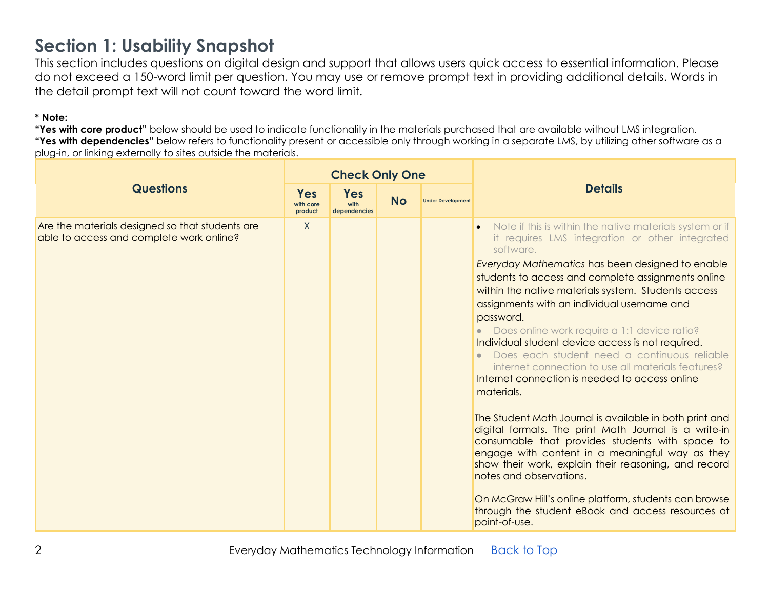## Section 1: Usability Snapshot

This section includes questions on digital design and support that allows users quick access to essential information. Please do not exceed a 150-word limit per question. You may use or remove prompt text in providing additional details. Words in the detail prompt text will not count toward the word limit.

**\* Note:**

**"Yes with core product"** below should be used to indicate functionality in the materials purchased that are available without LMS integration.

**"Yes with dependencies"** below refers to functionality present or accessible only through working in a separate LMS, by utilizing other software as a plug-in, or linking externally to sites outside the materials.

| Questions | Check Only One | | | | Details |
|---|---|---|---|---|---|
| | **Yes** with core product | **Yes** with dependencies | **No** | Under Development | |
| Are the materials designed so that students are able to access and complete work online? | X | | | | • Note if this is within the native materials system or if it requires LMS integration or other integrated software.<br>*Everyday Mathematics* has been designed to enable students to access and complete assignments online within the native materials system. Students access assignments with an individual username and password.<br>• Does online work require a 1:1 device ratio?<br>Individual student device access is not required.<br>• Does each student need a continuous reliable internet connection to use all materials features?<br>Internet connection is needed to access online materials.<br><br>The Student Math Journal is available in both print and digital formats. The print Math Journal is a write-in consumable that provides students with space to engage with content in a meaningful way as they show their work, explain their reasoning, and record notes and observations.<br><br>On McGraw Hill's online platform, students can browse through the student eBook and access resources at point-of-use. |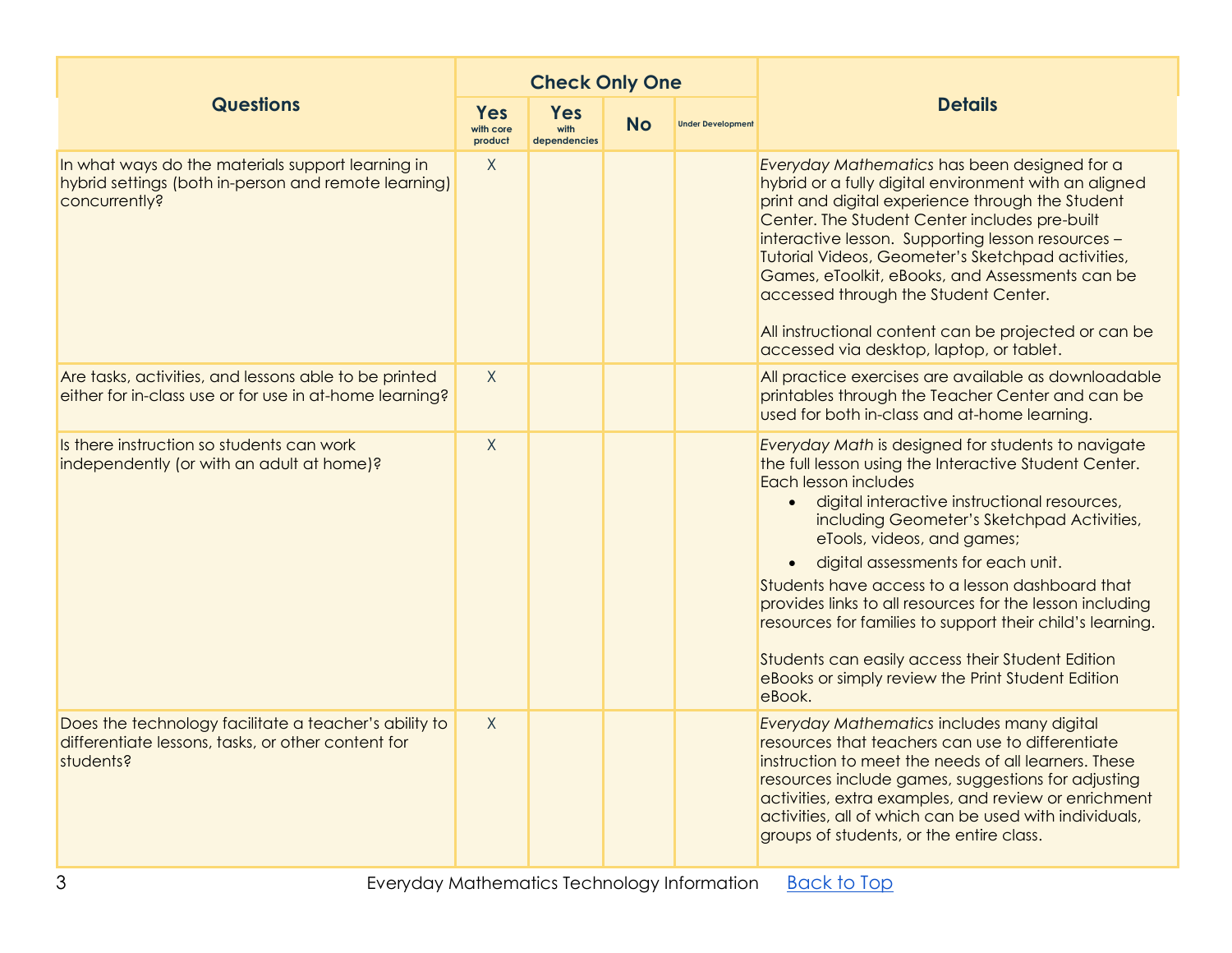| Questions | Check Only One | | | | Details |
|---|---|---|---|---|---|
| | Yes with core product | Yes with dependencies | No | Under Development | |
| In what ways do the materials support learning in hybrid settings (both in-person and remote learning) concurrently? | X | | | | *Everyday Mathematics* has been designed for a hybrid or a fully digital environment with an aligned print and digital experience through the Student Center. The Student Center includes pre-built interactive lesson. Supporting lesson resources – Tutorial Videos, Geometer's Sketchpad activities, Games, eToolkit, eBooks, and Assessments can be accessed through the Student Center.<br><br>All instructional content can be projected or can be accessed via desktop, laptop, or tablet. |
| Are tasks, activities, and lessons able to be printed either for in-class use or for use in at-home learning? | X | | | | All practice exercises are available as downloadable printables through the Teacher Center and can be used for both in-class and at-home learning. |
| Is there instruction so students can work independently (or with an adult at home)? | X | | | | *Everyday Math* is designed for students to navigate the full lesson using the Interactive Student Center. Each lesson includes<br>• digital interactive instructional resources, including Geometer's Sketchpad Activities, eTools, videos, and games;<br>• digital assessments for each unit.<br>Students have access to a lesson dashboard that provides links to all resources for the lesson including resources for families to support their child's learning.<br><br>Students can easily access their Student Edition eBooks or simply review the Print Student Edition eBook. |
| Does the technology facilitate a teacher's ability to differentiate lessons, tasks, or other content for students? | X | | | | *Everyday Mathematics* includes many digital resources that teachers can use to differentiate instruction to meet the needs of all learners. These resources include games, suggestions for adjusting activities, extra examples, and review or enrichment activities, all of which can be used with individuals, groups of students, or the entire class. |

Everyday Mathematics Technology Information [Back to Top]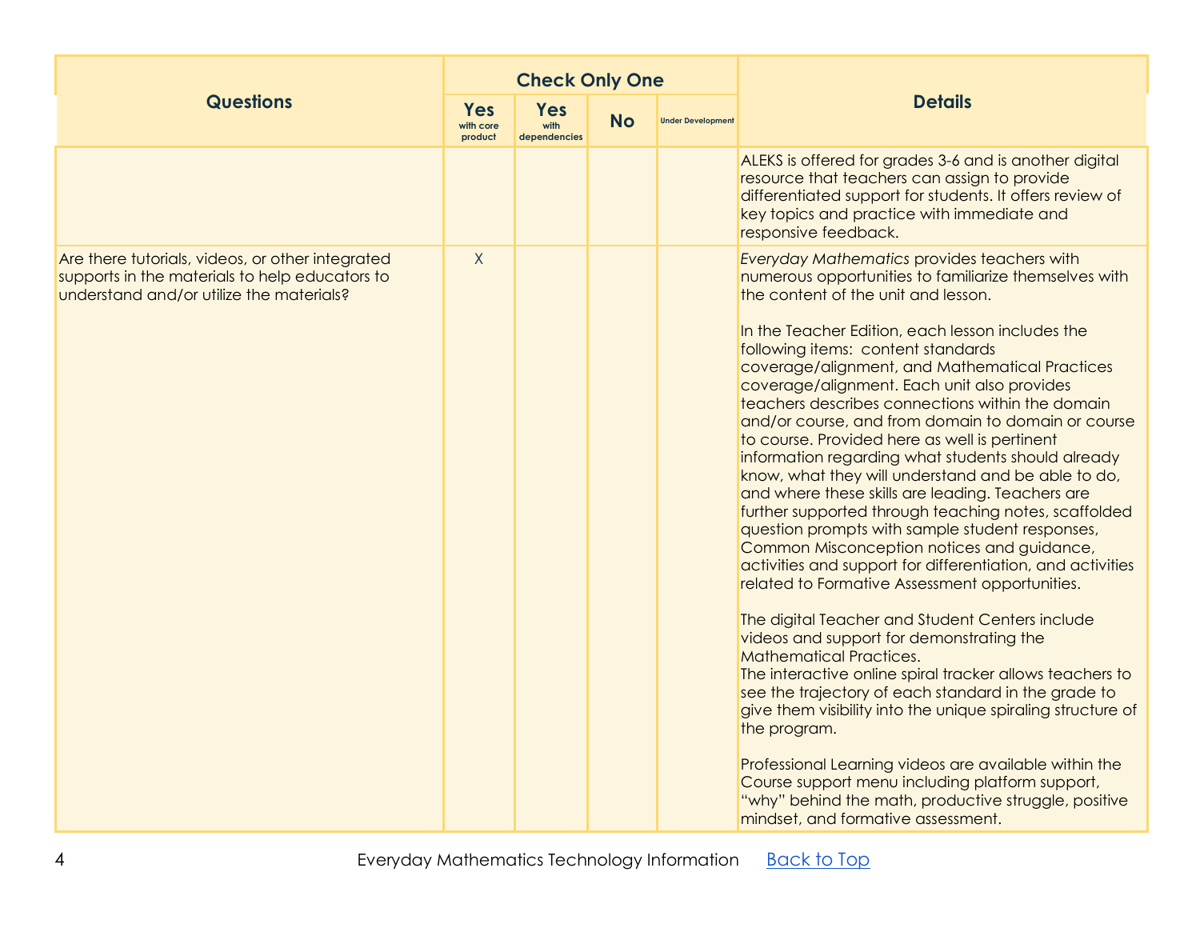| Questions | Check Only One | | | | Details |
|---|---|---|---|---|---|
| | Yes with core product | Yes with dependencies | No | Under Development | |
| | | | | | ALEKS is offered for grades 3-6 and is another digital resource that teachers can assign to provide differentiated support for students. It offers review of key topics and practice with immediate and responsive feedback. |
| Are there tutorials, videos, or other integrated supports in the materials to help educators to understand and/or utilize the materials? | X | | | | *Everyday Mathematics* provides teachers with numerous opportunities to familiarize themselves with the content of the unit and lesson.<br><br>In the Teacher Edition, each lesson includes the following items: content standards coverage/alignment, and Mathematical Practices coverage/alignment. Each unit also provides teachers describes connections within the domain and/or course, and from domain to domain or course to course. Provided here as well is pertinent information regarding what students should already know, what they will understand and be able to do, and where these skills are leading. Teachers are further supported through teaching notes, scaffolded question prompts with sample student responses, Common Misconception notices and guidance, activities and support for differentiation, and activities related to Formative Assessment opportunities.<br><br>The digital Teacher and Student Centers include videos and support for demonstrating the Mathematical Practices.<br>The interactive online spiral tracker allows teachers to see the trajectory of each standard in the grade to give them visibility into the unique spiraling structure of the program.<br><br>Professional Learning videos are available within the Course support menu including platform support, "why" behind the math, productive struggle, positive mindset, and formative assessment. |

Everyday Mathematics Technology Information [Back to Top]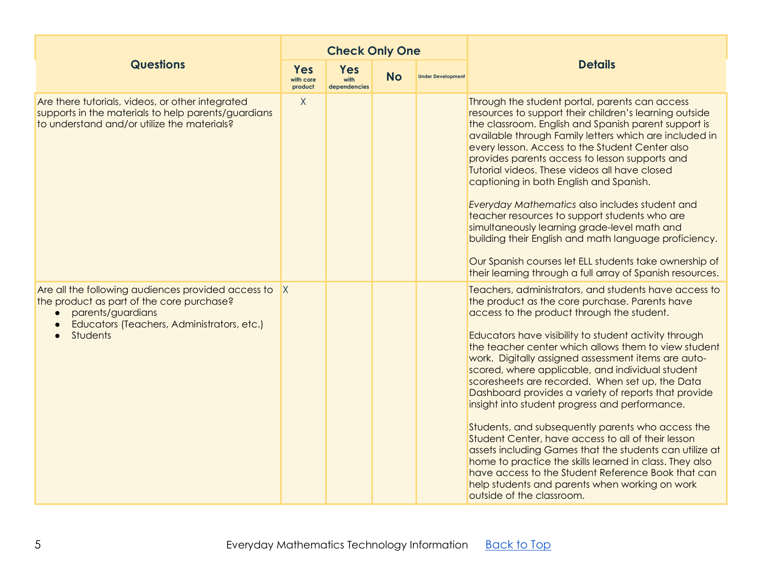| Questions | Check Only One | | | | Details |
|---|---|---|---|---|---|
| | Yes with core product | Yes with dependencies | No | Under Development | |
| Are there tutorials, videos, or other integrated supports in the materials to help parents/guardians to understand and/or utilize the materials? | X | | | | Through the student portal, parents can access resources to support their children's learning outside the classroom. English and Spanish parent support is available through Family letters which are included in every lesson. Access to the Student Center also provides parents access to lesson supports and Tutorial videos. These videos all have closed captioning in both English and Spanish.<br><br>*Everyday Mathematics* also includes student and teacher resources to support students who are simultaneously learning grade-level math and building their English and math language proficiency.<br><br>Our Spanish courses let ELL students take ownership of their learning through a full array of Spanish resources. |
| Are all the following audiences provided access to the product as part of the core purchase?<br>● parents/guardians<br>● Educators (Teachers, Administrators, etc.)<br>● Students | X | | | | Teachers, administrators, and students have access to the product as the core purchase. Parents have access to the product through the student.<br><br>Educators have visibility to student activity through the teacher center which allows them to view student work. Digitally assigned assessment items are auto-scored, where applicable, and individual student scoresheets are recorded. When set up, the Data Dashboard provides a variety of reports that provide insight into student progress and performance.<br><br>Students, and subsequently parents who access the Student Center, have access to all of their lesson assets including Games that the students can utilize at home to practice the skills learned in class. They also have access to the Student Reference Book that can help students and parents when working on work outside of the classroom. |

Everyday Mathematics Technology Information [Back to Top]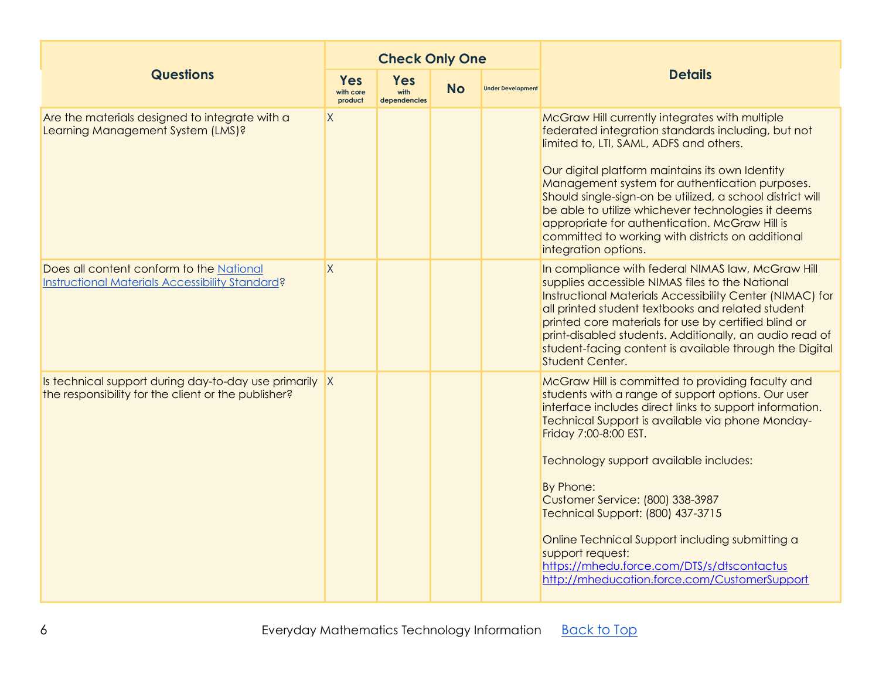| Questions | Check Only One | | | | Details |
|---|---|---|---|---|---|
| | Yes with core product | Yes with dependencies | No | Under Development | |
| Are the materials designed to integrate with a Learning Management System (LMS)? | X | | | | McGraw Hill currently integrates with multiple federated integration standards including, but not limited to, LTI, SAML, ADFS and others.<br><br>Our digital platform maintains its own Identity Management system for authentication purposes. Should single-sign-on be utilized, a school district will be able to utilize whichever technologies it deems appropriate for authentication. McGraw Hill is committed to working with districts on additional integration options. |
| Does all content conform to the [National Instructional Materials Accessibility Standard]()? | X | | | | In compliance with federal NIMAS law, McGraw Hill supplies accessible NIMAS files to the National Instructional Materials Accessibility Center (NIMAC) for all printed student textbooks and related student printed core materials for use by certified blind or print-disabled students. Additionally, an audio read of student-facing content is available through the Digital Student Center. |
| Is technical support during day-to-day use primarily the responsibility for the client or the publisher? | X | | | | McGraw Hill is committed to providing faculty and students with a range of support options. Our user interface includes direct links to support information. Technical Support is available via phone Monday-Friday 7:00-8:00 EST.<br><br>Technology support available includes:<br><br>By Phone:<br>Customer Service: (800) 338-3987<br>Technical Support: (800) 437-3715<br><br>Online Technical Support including submitting a support request:<br>https://mhedu.force.com/DTS/s/dtscontactus<br>http://mheducation.force.com/CustomerSupport |

Everyday Mathematics Technology Information    Back to Top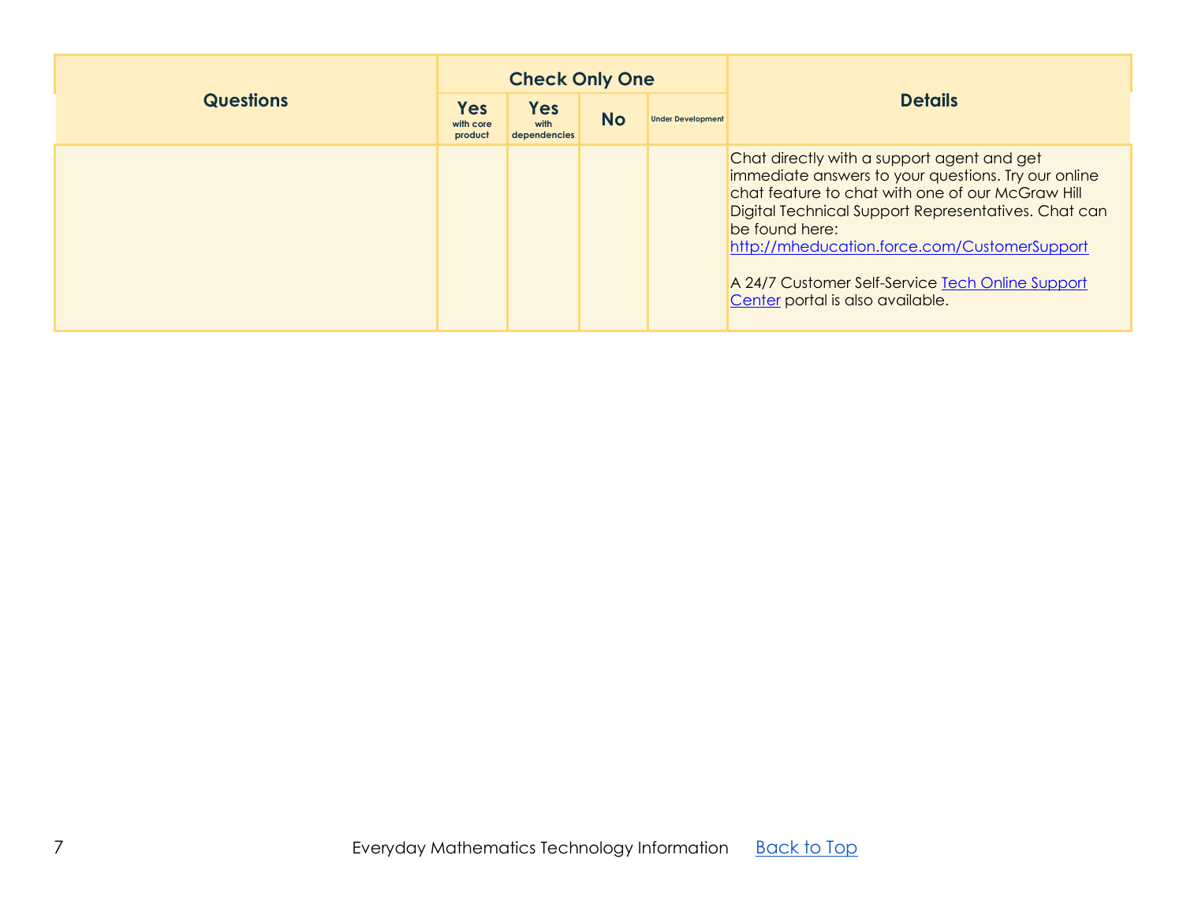| Questions | Check Only One | | | | Details |
|---|---|---|---|---|---|
| | Yes with core product | Yes with dependencies | No | Under Development | |
| | | | | | Chat directly with a support agent and get immediate answers to your questions. Try our online chat feature to chat with one of our McGraw Hill Digital Technical Support Representatives. Chat can be found here: [http://mheducation.force.com/CustomerSupport](http://mheducation.force.com/CustomerSupport)<br><br>A 24/7 Customer Self-Service Tech Online Support Center portal is also available. |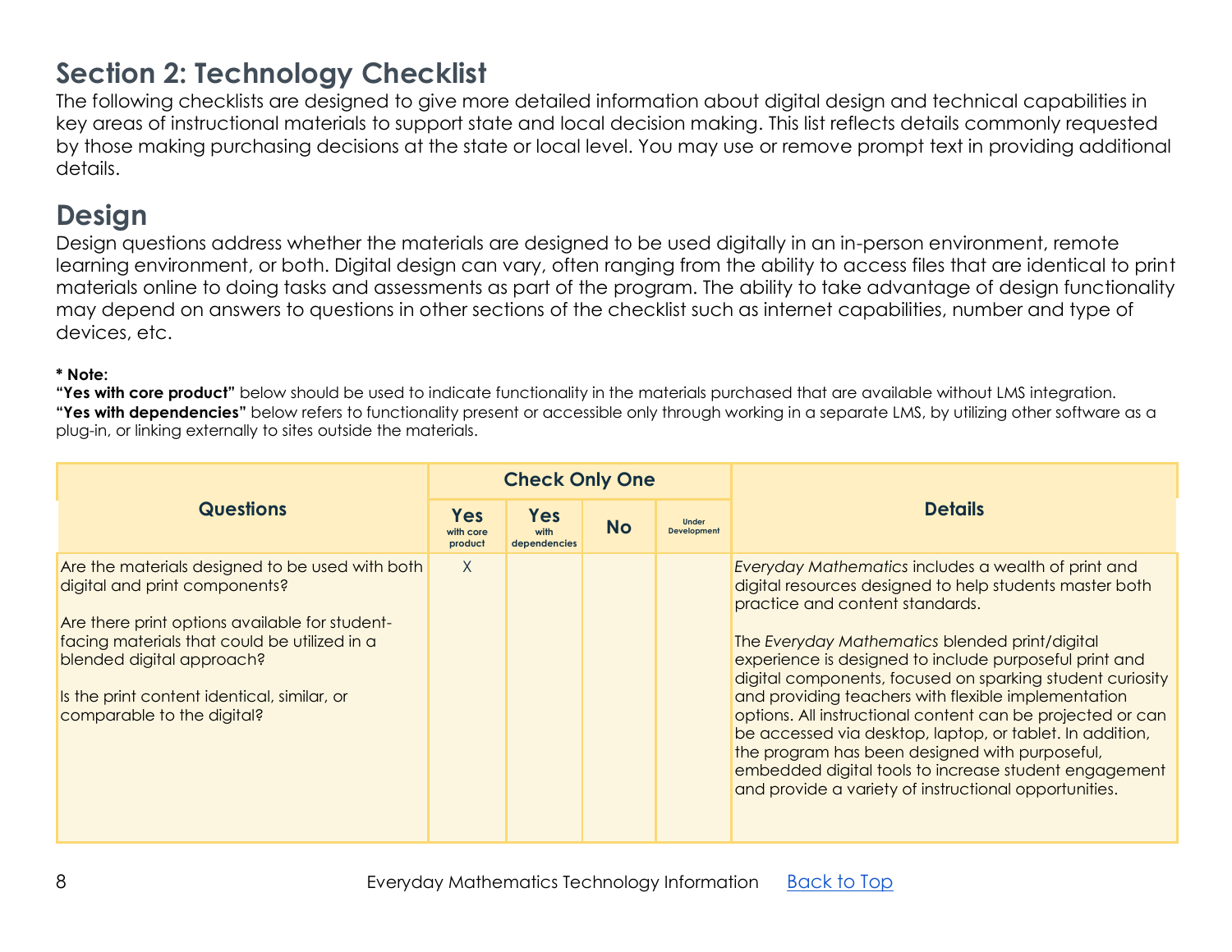## Section 2: Technology Checklist

The following checklists are designed to give more detailed information about digital design and technical capabilities in key areas of instructional materials to support state and local decision making. This list reflects details commonly requested by those making purchasing decisions at the state or local level. You may use or remove prompt text in providing additional details.

## Design

Design questions address whether the materials are designed to be used digitally in an in-person environment, remote learning environment, or both. Digital design can vary, often ranging from the ability to access files that are identical to print materials online to doing tasks and assessments as part of the program. The ability to take advantage of design functionality may depend on answers to questions in other sections of the checklist such as internet capabilities, number and type of devices, etc.

**\* Note:**
**"Yes with core product"** below should be used to indicate functionality in the materials purchased that are available without LMS integration.
**"Yes with dependencies"** below refers to functionality present or accessible only through working in a separate LMS, by utilizing other software as a plug-in, or linking externally to sites outside the materials.

| Questions | Check Only One | | | | Details |
|---|---|---|---|---|---|
| | **Yes** with core product | **Yes** with dependencies | **No** | Under Development | |
| Are the materials designed to be used with both digital and print components?<br><br>Are there print options available for student-facing materials that could be utilized in a blended digital approach?<br><br>Is the print content identical, similar, or comparable to the digital? | X | | | | *Everyday Mathematics* includes a wealth of print and digital resources designed to help students master both practice and content standards.<br><br>The *Everyday Mathematics* blended print/digital experience is designed to include purposeful print and digital components, focused on sparking student curiosity and providing teachers with flexible implementation options. All instructional content can be projected or can be accessed via desktop, laptop, or tablet. In addition, the program has been designed with purposeful, embedded digital tools to increase student engagement and provide a variety of instructional opportunities. |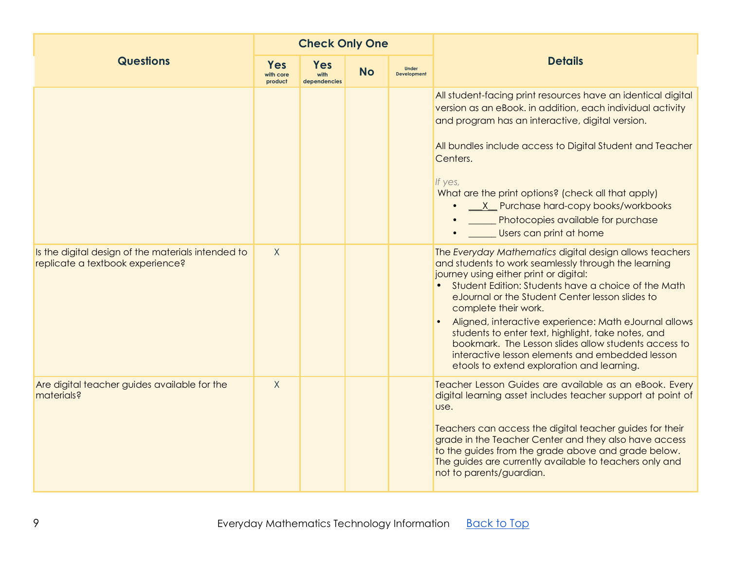| Questions | Check Only One | | | | Details |
|---|---|---|---|---|---|
| | Yes with core product | Yes with dependencies | No | Under Development | |
| | | | | | All student-facing print resources have an identical digital version as an eBook. in addition, each individual activity and program has an interactive, digital version.<br><br>All bundles include access to Digital Student and Teacher Centers.<br><br>*If yes,*<br>What are the print options? (check all that apply)<br>• \_\_\_X\_\_ Purchase hard-copy books/workbooks<br>• \_\_\_\_\_\_ Photocopies available for purchase<br>• \_\_\_\_\_\_ Users can print at home |
| Is the digital design of the materials intended to replicate a textbook experience? | X | | | | The *Everyday Mathematics* digital design allows teachers and students to work seamlessly through the learning journey using either print or digital:<br>• Student Edition: Students have a choice of the Math eJournal or the Student Center lesson slides to complete their work.<br>• Aligned, interactive experience: Math eJournal allows students to enter text, highlight, take notes, and bookmark. The Lesson slides allow students access to interactive lesson elements and embedded lesson etools to extend exploration and learning. |
| Are digital teacher guides available for the materials? | X | | | | Teacher Lesson Guides are available as an eBook. Every digital learning asset includes teacher support at point of use.<br><br>Teachers can access the digital teacher guides for their grade in the Teacher Center and they also have access to the guides from the grade above and grade below. The guides are currently available to teachers only and not to parents/guardian. |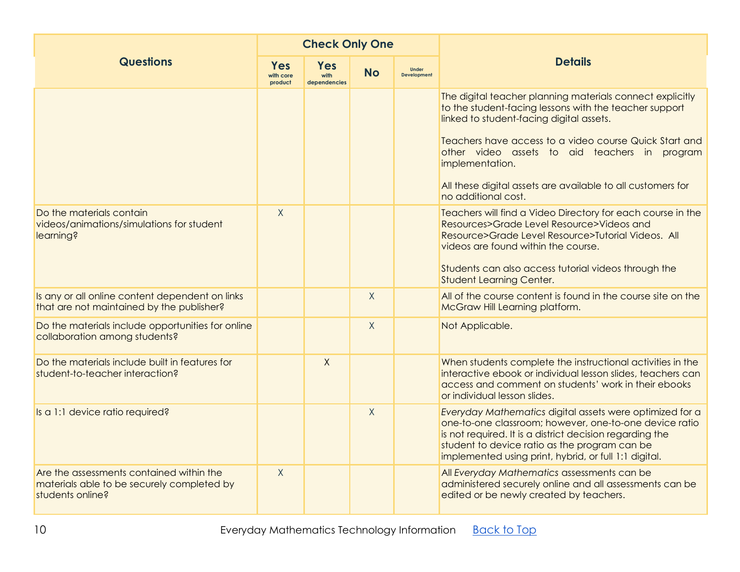| Questions | Check Only One | | | | Details |
|---|---|---|---|---|---|
| | Yes with core product | Yes with dependencies | No | Under Development | |
| | | | | | The digital teacher planning materials connect explicitly to the student-facing lessons with the teacher support linked to student-facing digital assets.<br><br>Teachers have access to a video course Quick Start and other video assets to aid teachers in program implementation.<br><br>All these digital assets are available to all customers for no additional cost. |
| Do the materials contain videos/animations/simulations for student learning? | X | | | | Teachers will find a Video Directory for each course in the Resources>Grade Level Resource>Videos and Resource>Grade Level Resource>Tutorial Videos. All videos are found within the course.<br><br>Students can also access tutorial videos through the Student Learning Center. |
| Is any or all online content dependent on links that are not maintained by the publisher? | | | X | | All of the course content is found in the course site on the McGraw Hill Learning platform. |
| Do the materials include opportunities for online collaboration among students? | | | X | | Not Applicable. |
| Do the materials include built in features for student-to-teacher interaction? | | X | | | When students complete the instructional activities in the interactive ebook or individual lesson slides, teachers can access and comment on students' work in their ebooks or individual lesson slides. |
| Is a 1:1 device ratio required? | | | X | | *Everyday Mathematics* digital assets were optimized for a one-to-one classroom; however, one-to-one device ratio is not required. It is a district decision regarding the student to device ratio as the program can be implemented using print, hybrid, or full 1:1 digital. |
| Are the assessments contained within the materials able to be securely completed by students online? | X | | | | All *Everyday Mathematics* assessments can be administered securely online and all assessments can be edited or be newly created by teachers. |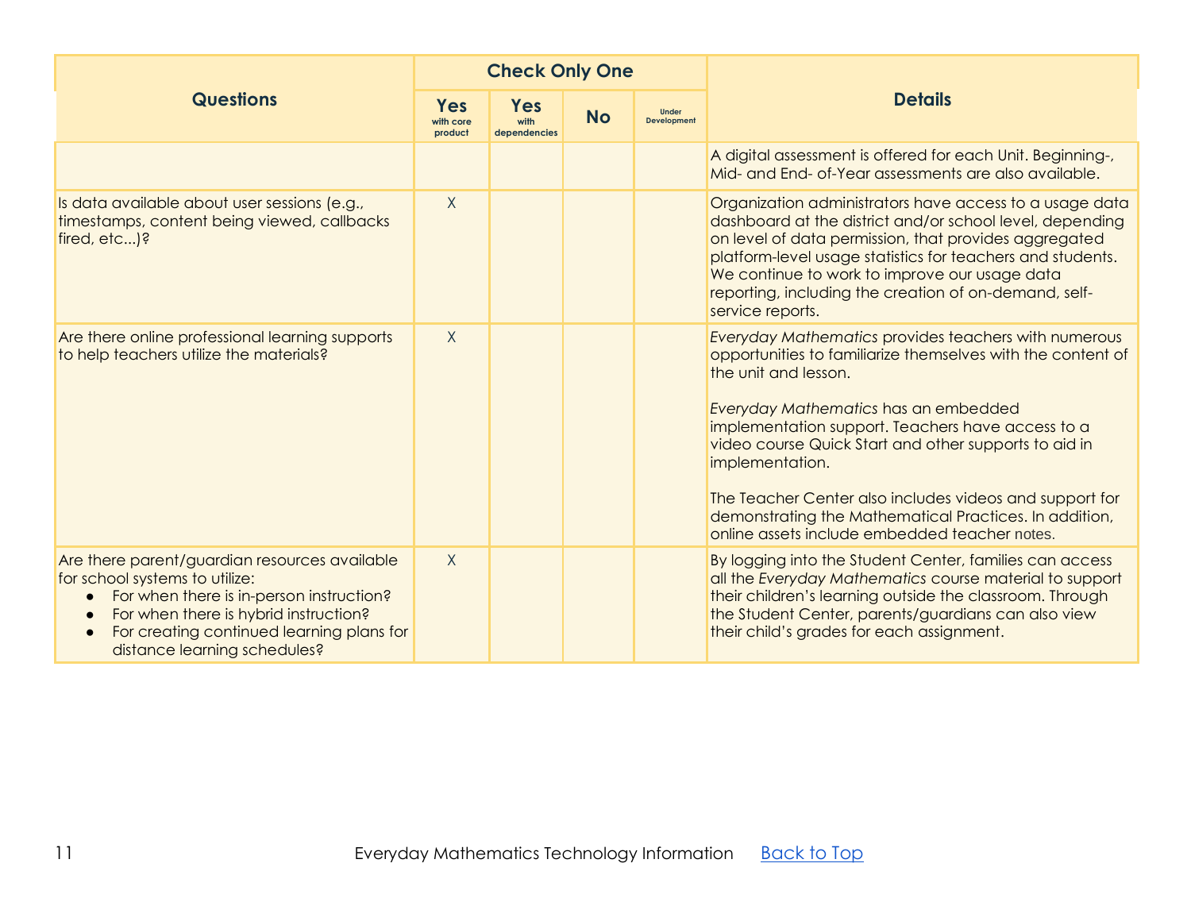| Questions | Check Only One | | | | Details |
|---|---|---|---|---|---|
| | Yes with core product | Yes with dependencies | No | Under Development | |
| | | | | | A digital assessment is offered for each Unit. Beginning-, Mid- and End- of-Year assessments are also available. |
| Is data available about user sessions (e.g., timestamps, content being viewed, callbacks fired, etc...)? | X | | | | Organization administrators have access to a usage data dashboard at the district and/or school level, depending on level of data permission, that provides aggregated platform-level usage statistics for teachers and students. We continue to work to improve our usage data reporting, including the creation of on-demand, self-service reports. |
| Are there online professional learning supports to help teachers utilize the materials? | X | | | | *Everyday Mathematics* provides teachers with numerous opportunities to familiarize themselves with the content of the unit and lesson.<br><br>*Everyday Mathematics* has an embedded implementation support. Teachers have access to a video course Quick Start and other supports to aid in implementation.<br><br>The Teacher Center also includes videos and support for demonstrating the Mathematical Practices. In addition, online assets include embedded teacher notes. |
| Are there parent/guardian resources available for school systems to utilize:<br>● For when there is in-person instruction?<br>● For when there is hybrid instruction?<br>● For creating continued learning plans for distance learning schedules? | X | | | | By logging into the Student Center, families can access all the *Everyday Mathematics* course material to support their children's learning outside the classroom. Through the Student Center, parents/guardians can also view their child's grades for each assignment. |

Everyday Mathematics Technology Information [Back to Top]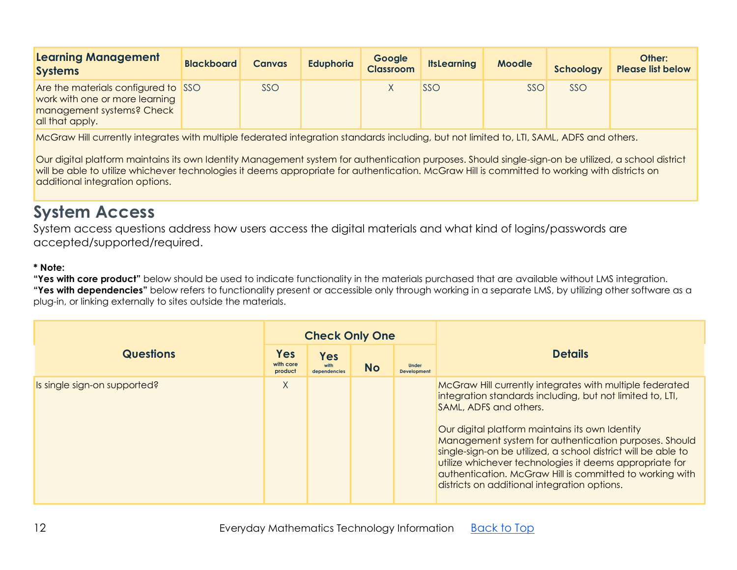| Learning Management Systems | Blackboard | Canvas | Eduphoria | Google Classroom | ItsLearning | Moodle | Schoology | Other: Please list below |
|---|---|---|---|---|---|---|---|---|
| Are the materials configured to work with one or more learning management systems? Check all that apply. | SSO | SSO | | X | SSO | SSO | SSO | |
| McGraw Hill currently integrates with multiple federated integration standards including, but not limited to, LTI, SAML, ADFS and others.<br><br>Our digital platform maintains its own Identity Management system for authentication purposes. Should single-sign-on be utilized, a school district will be able to utilize whichever technologies it deems appropriate for authentication. McGraw Hill is committed to working with districts on additional integration options. | | | | | | | | |

## System Access

System access questions address how users access the digital materials and what kind of logins/passwords are accepted/supported/required.

**\* Note:**
**"Yes with core product"** below should be used to indicate functionality in the materials purchased that are available without LMS integration.
**"Yes with dependencies"** below refers to functionality present or accessible only through working in a separate LMS, by utilizing other software as a plug-in, or linking externally to sites outside the materials.

| Questions | Check Only One | | | | Details |
|---|---|---|---|---|---|
| | Yes with core product | Yes with dependencies | No | Under Development | |
| Is single sign-on supported? | X | | | | McGraw Hill currently integrates with multiple federated integration standards including, but not limited to, LTI, SAML, ADFS and others.<br><br>Our digital platform maintains its own Identity Management system for authentication purposes. Should single-sign-on be utilized, a school district will be able to utilize whichever technologies it deems appropriate for authentication. McGraw Hill is committed to working with districts on additional integration options. |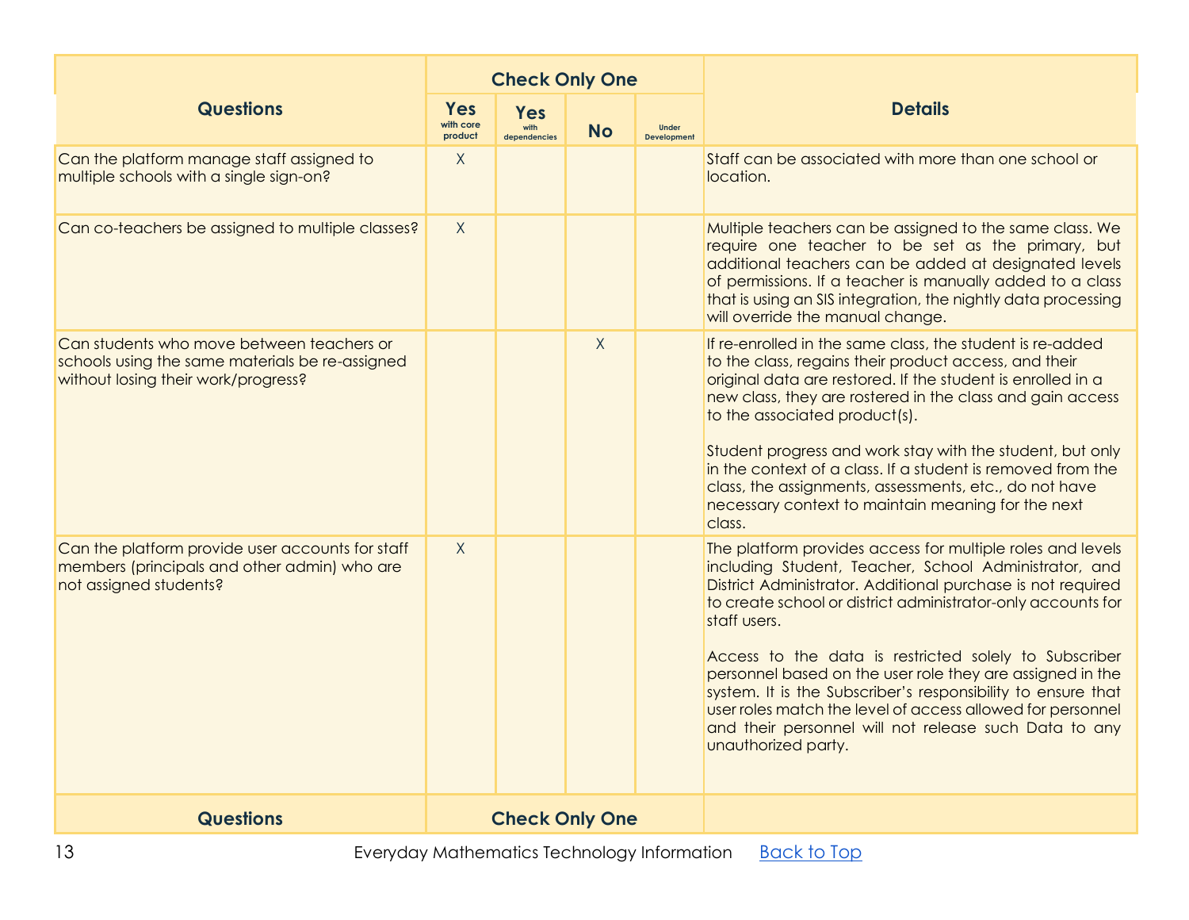| Questions | Check Only One | | | | Details |
|---|---|---|---|---|---|
| | Yes with core product | Yes with dependencies | No | Under Development | |
| Can the platform manage staff assigned to multiple schools with a single sign-on? | X | | | | Staff can be associated with more than one school or location. |
| Can co-teachers be assigned to multiple classes? | X | | | | Multiple teachers can be assigned to the same class. We require one teacher to be set as the primary, but additional teachers can be added at designated levels of permissions. If a teacher is manually added to a class that is using an SIS integration, the nightly data processing will override the manual change. |
| Can students who move between teachers or schools using the same materials be re-assigned without losing their work/progress? | | | X | | If re-enrolled in the same class, the student is re-added to the class, regains their product access, and their original data are restored. If the student is enrolled in a new class, they are rostered in the class and gain access to the associated product(s).<br><br>Student progress and work stay with the student, but only in the context of a class. If a student is removed from the class, the assignments, assessments, etc., do not have necessary context to maintain meaning for the next class. |
| Can the platform provide user accounts for staff members (principals and other admin) who are not assigned students? | X | | | | The platform provides access for multiple roles and levels including Student, Teacher, School Administrator, and District Administrator. Additional purchase is not required to create school or district administrator-only accounts for staff users.<br><br>Access to the data is restricted solely to Subscriber personnel based on the user role they are assigned in the system. It is the Subscriber's responsibility to ensure that user roles match the level of access allowed for personnel and their personnel will not release such Data to any unauthorized party. |

Everyday Mathematics Technology Information [Back to Top]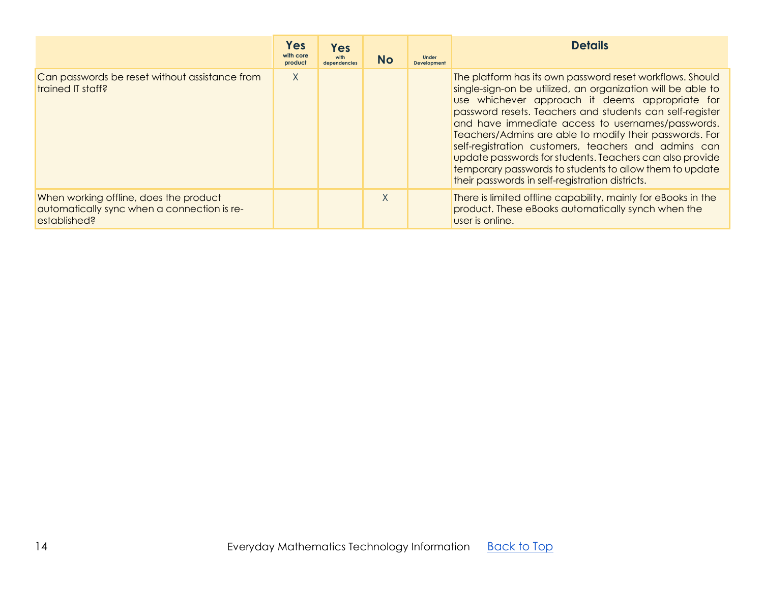| | Yes with core product | Yes with dependencies | No | Under Development | Details |
|---|---|---|---|---|---|
| Can passwords be reset without assistance from trained IT staff? | X | | | | The platform has its own password reset workflows. Should single-sign-on be utilized, an organization will be able to use whichever approach it deems appropriate for password resets. Teachers and students can self-register and have immediate access to usernames/passwords. Teachers/Admins are able to modify their passwords. For self-registration customers, teachers and admins can update passwords for students. Teachers can also provide temporary passwords to students to allow them to update their passwords in self-registration districts. |
| When working offline, does the product automatically sync when a connection is re-established? | | | X | | There is limited offline capability, mainly for eBooks in the product. These eBooks automatically synch when the user is online. |

Everyday Mathematics Technology Information [Back to Top]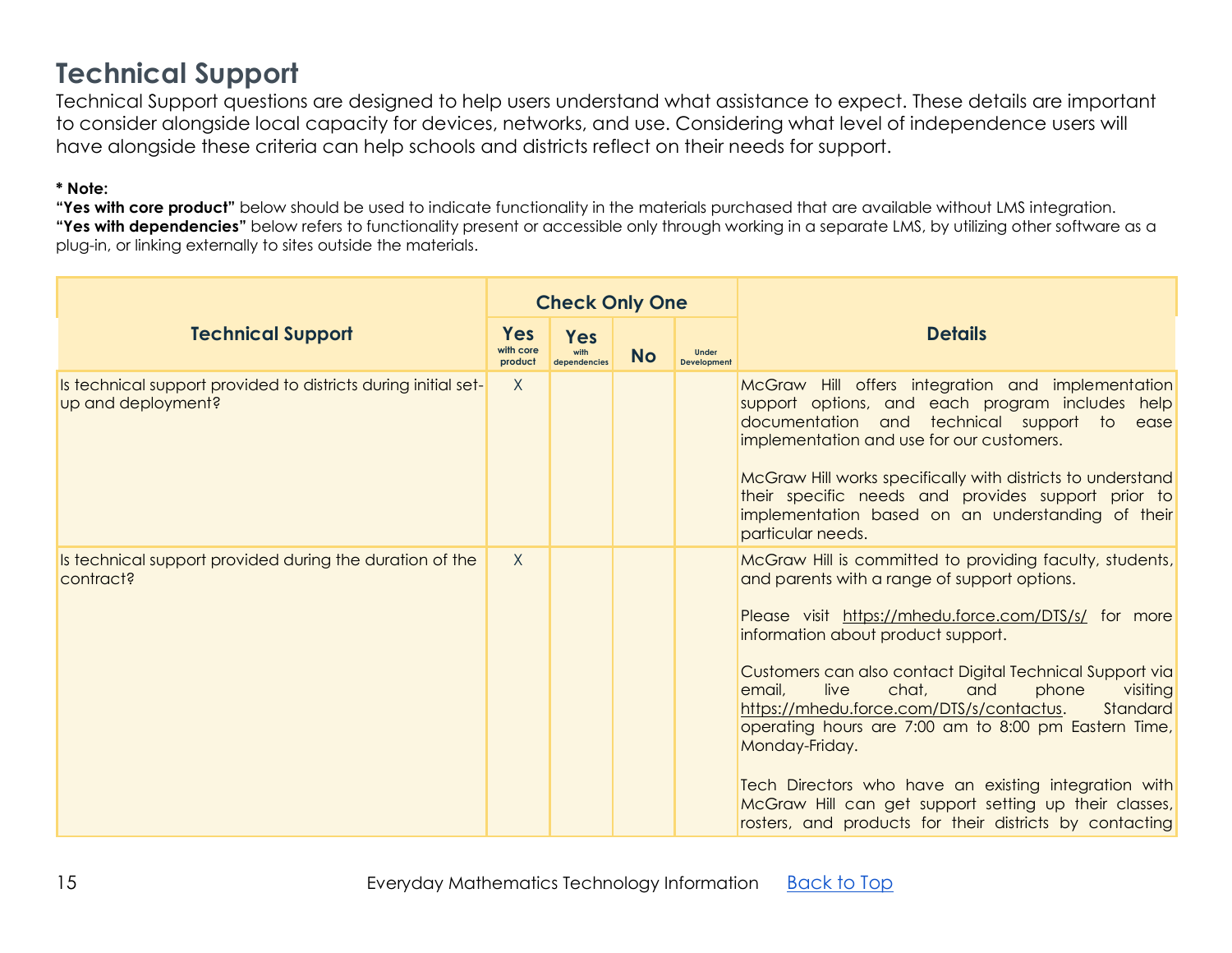# Technical Support

Technical Support questions are designed to help users understand what assistance to expect. These details are important to consider alongside local capacity for devices, networks, and use. Considering what level of independence users will have alongside these criteria can help schools and districts reflect on their needs for support.

**\* Note:**
**"Yes with core product"** below should be used to indicate functionality in the materials purchased that are available without LMS integration.
**"Yes with dependencies"** below refers to functionality present or accessible only through working in a separate LMS, by utilizing other software as a plug-in, or linking externally to sites outside the materials.

| Technical Support | Check Only One | | | | Details |
|---|---|---|---|---|---|
| | Yes with core product | Yes with dependencies | No | Under Development | |
| Is technical support provided to districts during initial set-up and deployment? | X | | | | McGraw Hill offers integration and implementation support options, and each program includes help documentation and technical support to ease implementation and use for our customers.<br><br>McGraw Hill works specifically with districts to understand their specific needs and provides support prior to implementation based on an understanding of their particular needs. |
| Is technical support provided during the duration of the contract? | X | | | | McGraw Hill is committed to providing faculty, students, and parents with a range of support options.<br><br>Please visit https://mhedu.force.com/DTS/s/ for more information about product support.<br><br>Customers can also contact Digital Technical Support via email, live chat, and phone visiting https://mhedu.force.com/DTS/s/contactus. Standard operating hours are 7:00 am to 8:00 pm Eastern Time, Monday-Friday.<br><br>Tech Directors who have an existing integration with McGraw Hill can get support setting up their classes, rosters, and products for their districts by contacting |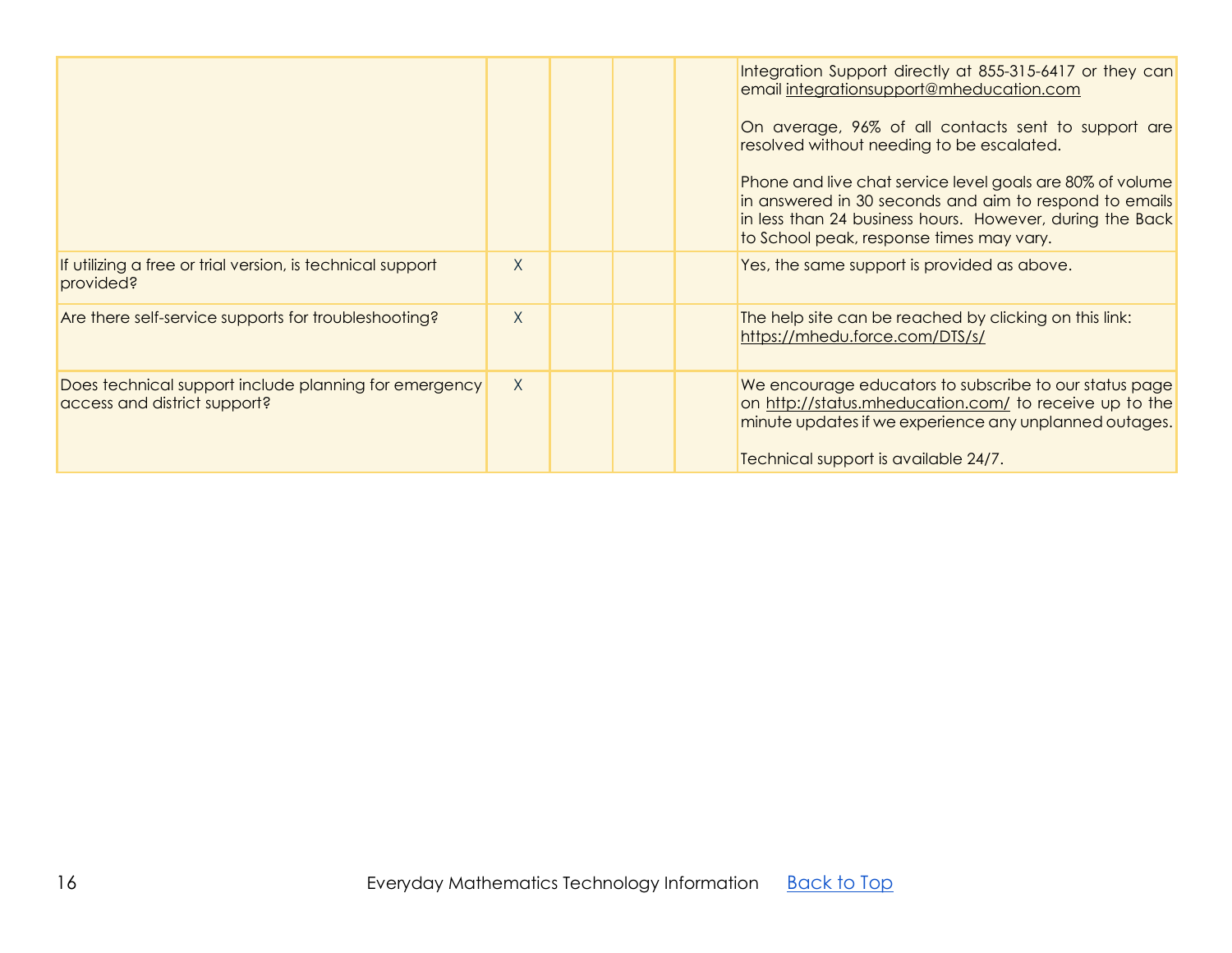| | | | | | |
|---|---|---|---|---|---|
| | | | | | Integration Support directly at 855-315-6417 or they can email integrationsupport@mheducation.com<br><br>On average, 96% of all contacts sent to support are resolved without needing to be escalated.<br><br>Phone and live chat service level goals are 80% of volume in answered in 30 seconds and aim to respond to emails in less than 24 business hours. However, during the Back to School peak, response times may vary. |
| If utilizing a free or trial version, is technical support provided? | X | | | | Yes, the same support is provided as above. |
| Are there self-service supports for troubleshooting? | X | | | | The help site can be reached by clicking on this link: https://mhedu.force.com/DTS/s/ |
| Does technical support include planning for emergency access and district support? | X | | | | We encourage educators to subscribe to our status page on http://status.mheducation.com/ to receive up to the minute updates if we experience any unplanned outages.<br><br>Technical support is available 24/7. |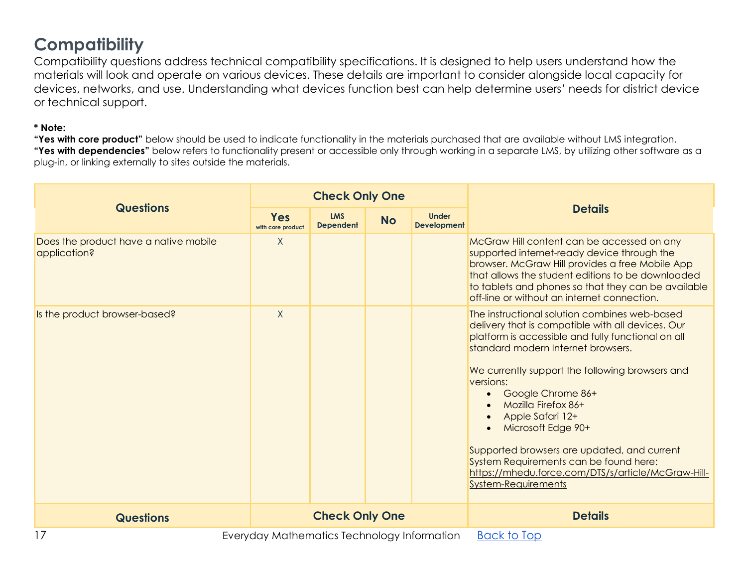## Compatibility

Compatibility questions address technical compatibility specifications. It is designed to help users understand how the materials will look and operate on various devices. These details are important to consider alongside local capacity for devices, networks, and use. Understanding what devices function best can help determine users' needs for district device or technical support.

**\* Note:**
**"Yes with core product"** below should be used to indicate functionality in the materials purchased that are available without LMS integration.
**"Yes with dependencies"** below refers to functionality present or accessible only through working in a separate LMS, by utilizing other software as a plug-in, or linking externally to sites outside the materials.

| Questions | Check Only One | | | | Details |
|---|---|---|---|---|---|
| | Yes with core product | LMS Dependent | No | Under Development | |
| Does the product have a native mobile application? | X | | | | McGraw Hill content can be accessed on any supported internet-ready device through the browser. McGraw Hill provides a free Mobile App that allows the student editions to be downloaded to tablets and phones so that they can be available off-line or without an internet connection. |
| Is the product browser-based? | X | | | | The instructional solution combines web-based delivery that is compatible with all devices. Our platform is accessible and fully functional on all standard modern Internet browsers.<br><br>We currently support the following browsers and versions:<br>• Google Chrome 86+<br>• Mozilla Firefox 86+<br>• Apple Safari 12+<br>• Microsoft Edge 90+<br><br>Supported browsers are updated, and current System Requirements can be found here: https://mhedu.force.com/DTS/s/article/McGraw-Hill-System-Requirements |
| Questions | Check Only One | | | | Details |

Everyday Mathematics Technology Information Back to Top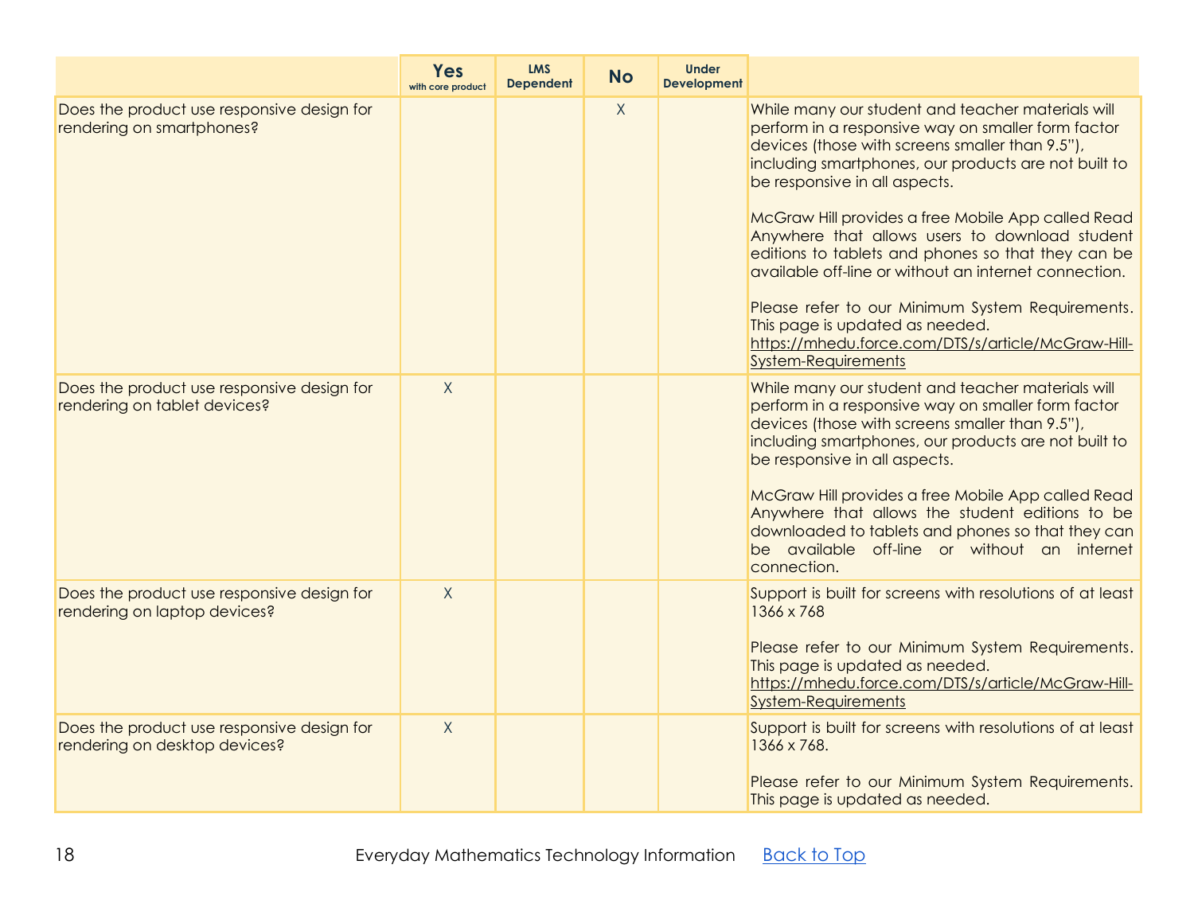| | Yes with core product | LMS Dependent | No | Under Development | |
|---|---|---|---|---|---|
| Does the product use responsive design for rendering on smartphones? | | | X | | While many our student and teacher materials will perform in a responsive way on smaller form factor devices (those with screens smaller than 9.5"), including smartphones, our products are not built to be responsive in all aspects.<br><br>McGraw Hill provides a free Mobile App called Read Anywhere that allows users to download student editions to tablets and phones so that they can be available off-line or without an internet connection.<br><br>Please refer to our Minimum System Requirements. This page is updated as needed. https://mhedu.force.com/DTS/s/article/McGraw-Hill-System-Requirements |
| Does the product use responsive design for rendering on tablet devices? | X | | | | While many our student and teacher materials will perform in a responsive way on smaller form factor devices (those with screens smaller than 9.5"), including smartphones, our products are not built to be responsive in all aspects.<br><br>McGraw Hill provides a free Mobile App called Read Anywhere that allows the student editions to be downloaded to tablets and phones so that they can be available off-line or without an internet connection. |
| Does the product use responsive design for rendering on laptop devices? | X | | | | Support is built for screens with resolutions of at least 1366 x 768<br><br>Please refer to our Minimum System Requirements. This page is updated as needed. https://mhedu.force.com/DTS/s/article/McGraw-Hill-System-Requirements |
| Does the product use responsive design for rendering on desktop devices? | X | | | | Support is built for screens with resolutions of at least 1366 x 768.<br><br>Please refer to our Minimum System Requirements. This page is updated as needed. |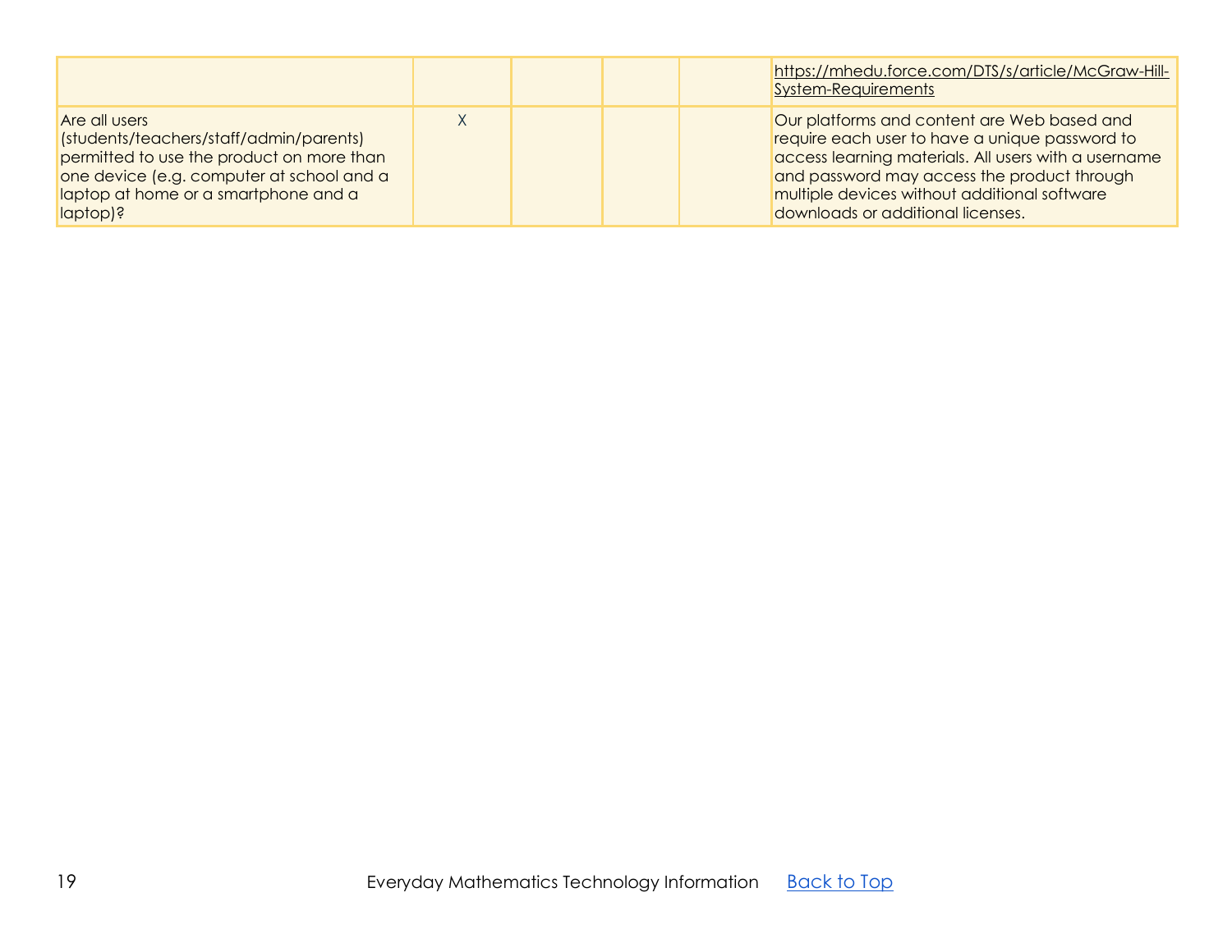| | | | | | |
|---|---|---|---|---|---|
| | | | | | https://mhedu.force.com/DTS/s/article/McGraw-Hill-System-Requirements |
| Are all users (students/teachers/staff/admin/parents) permitted to use the product on more than one device (e.g. computer at school and a laptop at home or a smartphone and a laptop)? | X | | | | Our platforms and content are Web based and require each user to have a unique password to access learning materials. All users with a username and password may access the product through multiple devices without additional software downloads or additional licenses. |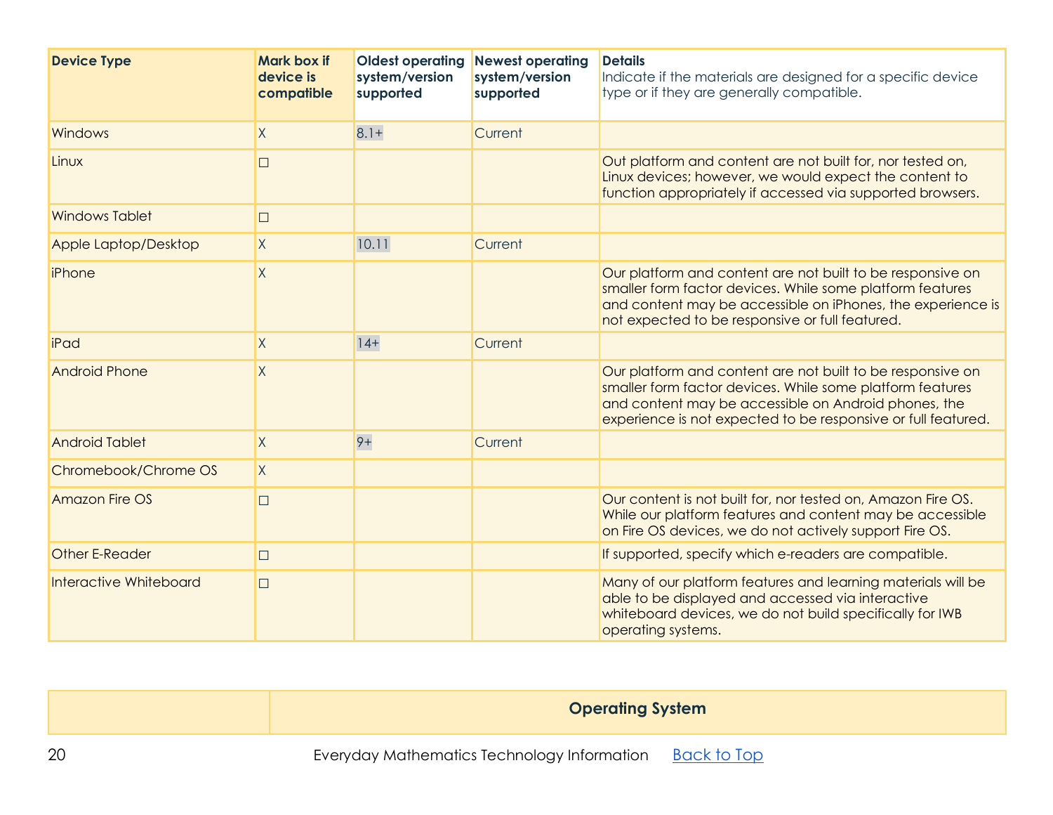| Device Type | Mark box if device is compatible | Oldest operating system/version supported | Newest operating system/version supported | Details Indicate if the materials are designed for a specific device type or if they are generally compatible. |
|---|---|---|---|---|
| Windows | X | 8.1+ | Current | |
| Linux | ☐ | | | Out platform and content are not built for, nor tested on, Linux devices; however, we would expect the content to function appropriately if accessed via supported browsers. |
| Windows Tablet | ☐ | | | |
| Apple Laptop/Desktop | X | 10.11 | Current | |
| iPhone | X | | | Our platform and content are not built to be responsive on smaller form factor devices. While some platform features and content may be accessible on iPhones, the experience is not expected to be responsive or full featured. |
| iPad | X | 14+ | Current | |
| Android Phone | X | | | Our platform and content are not built to be responsive on smaller form factor devices. While some platform features and content may be accessible on Android phones, the experience is not expected to be responsive or full featured. |
| Android Tablet | X | 9+ | Current | |
| Chromebook/Chrome OS | X | | | |
| Amazon Fire OS | ☐ | | | Our content is not built for, nor tested on, Amazon Fire OS. While our platform features and content may be accessible on Fire OS devices, we do not actively support Fire OS. |
| Other E-Reader | ☐ | | | If supported, specify which e-readers are compatible. |
| Interactive Whiteboard | ☐ | | | Many of our platform features and learning materials will be able to be displayed and accessed via interactive whiteboard devices, we do not build specifically for IWB operating systems. |

| | Operating System |
|---|---|

Everyday Mathematics Technology Information [Back to Top]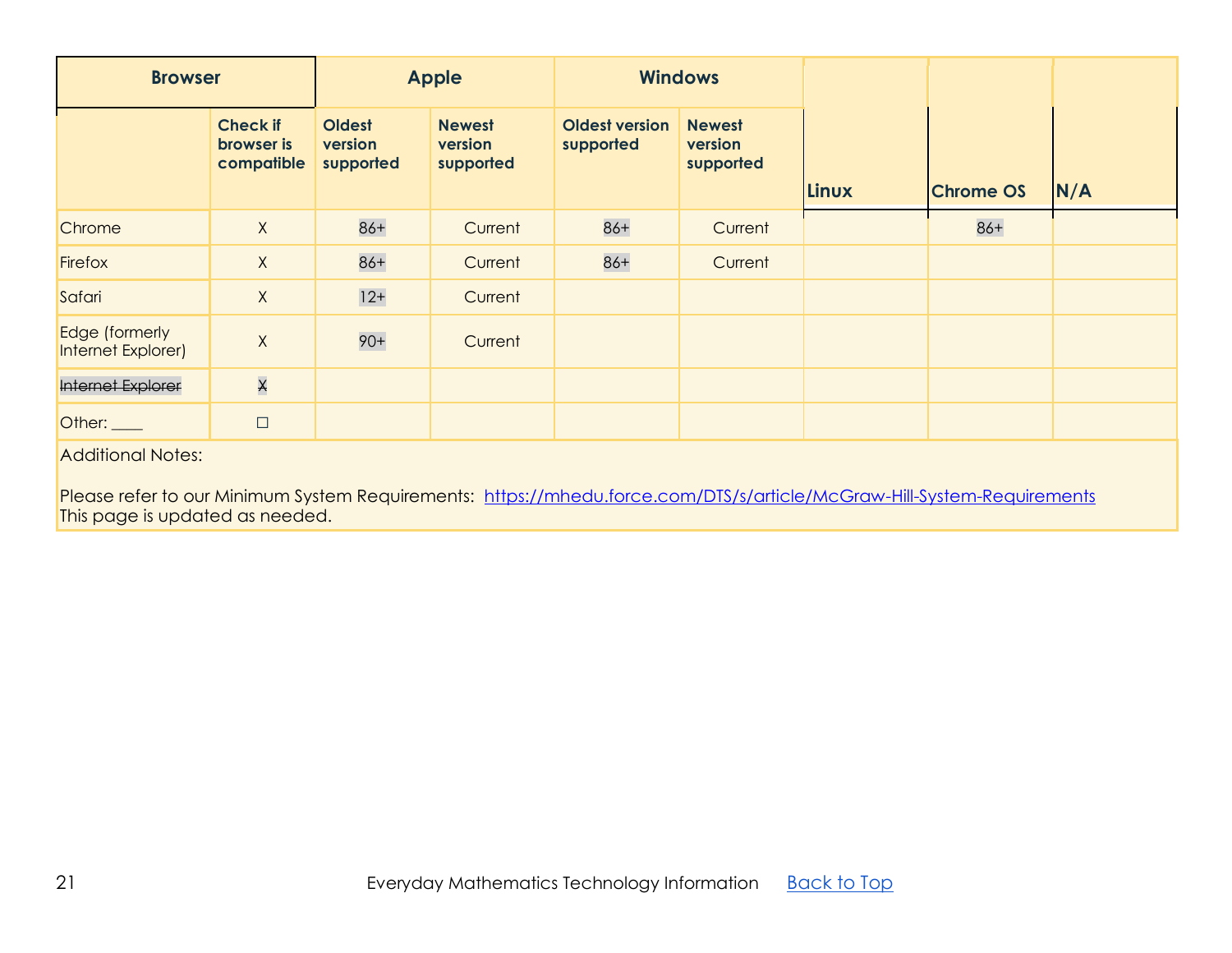| Browser | | Apple | | Windows | | | | |
|---|---|---|---|---|---|---|---|---|
| | Check if browser is compatible | Oldest version supported | Newest version supported | Oldest version supported | Newest version supported | Linux | Chrome OS | N/A |
| Chrome | X | 86+ | Current | 86+ | Current | | 86+ | |
| Firefox | X | 86+ | Current | 86+ | Current | | | |
| Safari | X | 12+ | Current | | | | | |
| Edge (formerly Internet Explorer) | X | 90+ | Current | | | | | |
| ~~Internet Explorer~~ | ~~X~~ | | | | | | | |
| Other: ____ | ☐ | | | | | | | |

Additional Notes:

Please refer to our Minimum System Requirements: https://mhedu.force.com/DTS/s/article/McGraw-Hill-System-Requirements
This page is updated as needed.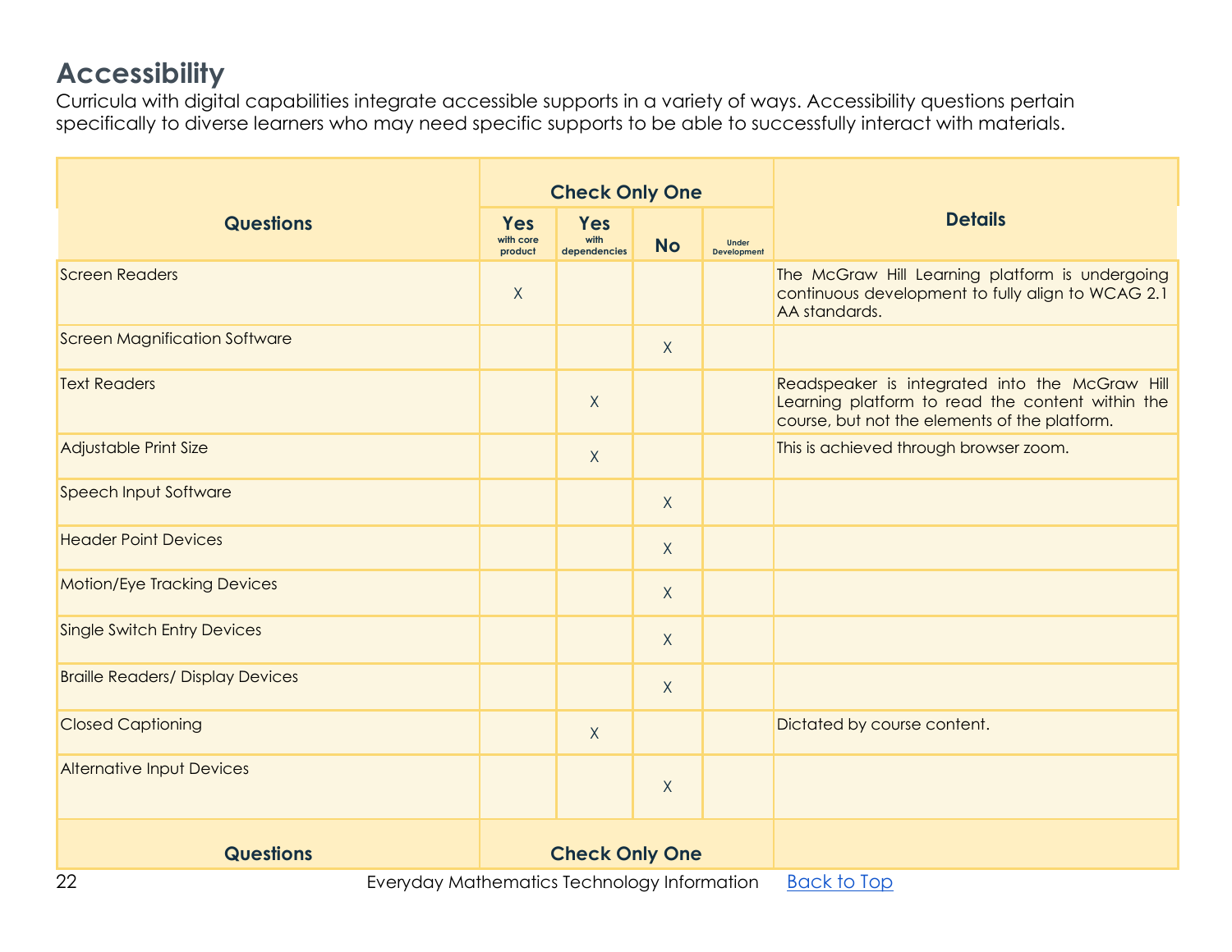## Accessibility

Curricula with digital capabilities integrate accessible supports in a variety of ways. Accessibility questions pertain specifically to diverse learners who may need specific supports to be able to successfully interact with materials.

| Questions | Check Only One | | | | Details |
|---|---|---|---|---|---|
| | Yes with core product | Yes with dependencies | No | Under Development | |
| Screen Readers | X | | | | The McGraw Hill Learning platform is undergoing continuous development to fully align to WCAG 2.1 AA standards. |
| Screen Magnification Software | | | X | | |
| Text Readers | | X | | | Readspeaker is integrated into the McGraw Hill Learning platform to read the content within the course, but not the elements of the platform. |
| Adjustable Print Size | | X | | | This is achieved through browser zoom. |
| Speech Input Software | | | X | | |
| Header Point Devices | | | X | | |
| Motion/Eye Tracking Devices | | | X | | |
| Single Switch Entry Devices | | | X | | |
| Braille Readers/ Display Devices | | | X | | |
| Closed Captioning | | X | | | Dictated by course content. |
| Alternative Input Devices | | | X | | |
| Questions | Check Only One | | | | |

Everyday Mathematics Technology Information [Back to Top]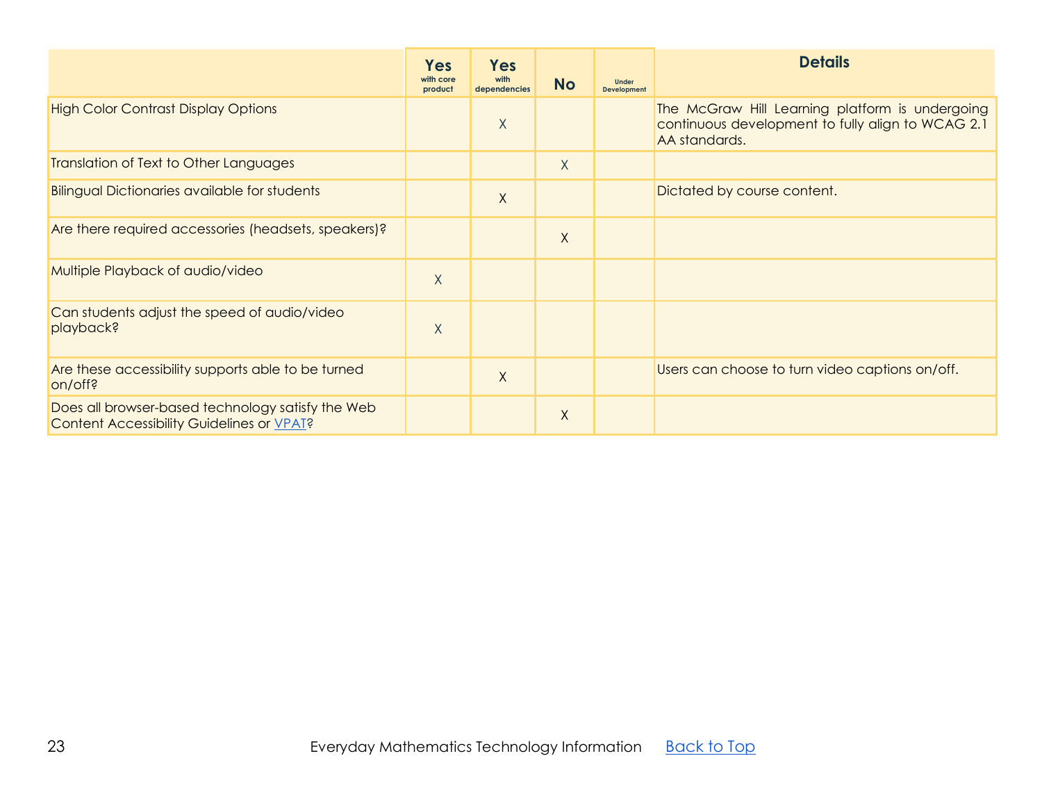| | Yes with core product | Yes with dependencies | No | Under Development | Details |
|---|---|---|---|---|---|
| High Color Contrast Display Options | | X | | | The McGraw Hill Learning platform is undergoing continuous development to fully align to WCAG 2.1 AA standards. |
| Translation of Text to Other Languages | | | X | | |
| Bilingual Dictionaries available for students | | X | | | Dictated by course content. |
| Are there required accessories (headsets, speakers)? | | | X | | |
| Multiple Playback of audio/video | X | | | | |
| Can students adjust the speed of audio/video playback? | X | | | | |
| Are these accessibility supports able to be turned on/off? | | X | | | Users can choose to turn video captions on/off. |
| Does all browser-based technology satisfy the Web Content Accessibility Guidelines or [VPAT]? | | | X | | |

Everyday Mathematics Technology Information [Back to Top]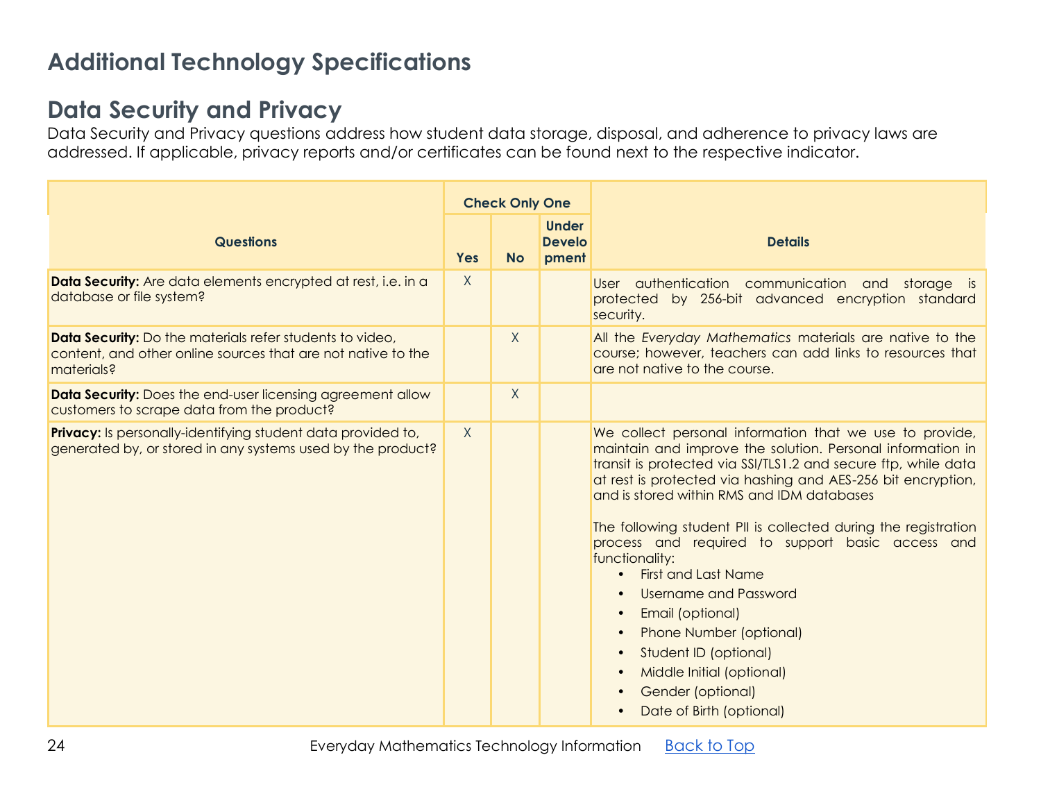# Additional Technology Specifications

## Data Security and Privacy

Data Security and Privacy questions address how student data storage, disposal, and adherence to privacy laws are addressed. If applicable, privacy reports and/or certificates can be found next to the respective indicator.

| Questions | Check Only One | | | Details |
|---|---|---|---|---|
| | Yes | No | Under Development | |
| **Data Security:** Are data elements encrypted at rest, i.e. in a database or file system? | X | | | User authentication communication and storage is protected by 256-bit advanced encryption standard security. |
| **Data Security:** Do the materials refer students to video, content, and other online sources that are not native to the materials? | | X | | All the *Everyday Mathematics* materials are native to the course; however, teachers can add links to resources that are not native to the course. |
| **Data Security:** Does the end-user licensing agreement allow customers to scrape data from the product? | | X | | |
| **Privacy:** Is personally-identifying student data provided to, generated by, or stored in any systems used by the product? | X | | | We collect personal information that we use to provide, maintain and improve the solution. Personal information in transit is protected via SSI/TLS1.2 and secure ftp, while data at rest is protected via hashing and AES-256 bit encryption, and is stored within RMS and IDM databases<br><br>The following student PII is collected during the registration process and required to support basic access and functionality:<br>• First and Last Name<br>• Username and Password<br>• Email (optional)<br>• Phone Number (optional)<br>• Student ID (optional)<br>• Middle Initial (optional)<br>• Gender (optional)<br>• Date of Birth (optional) |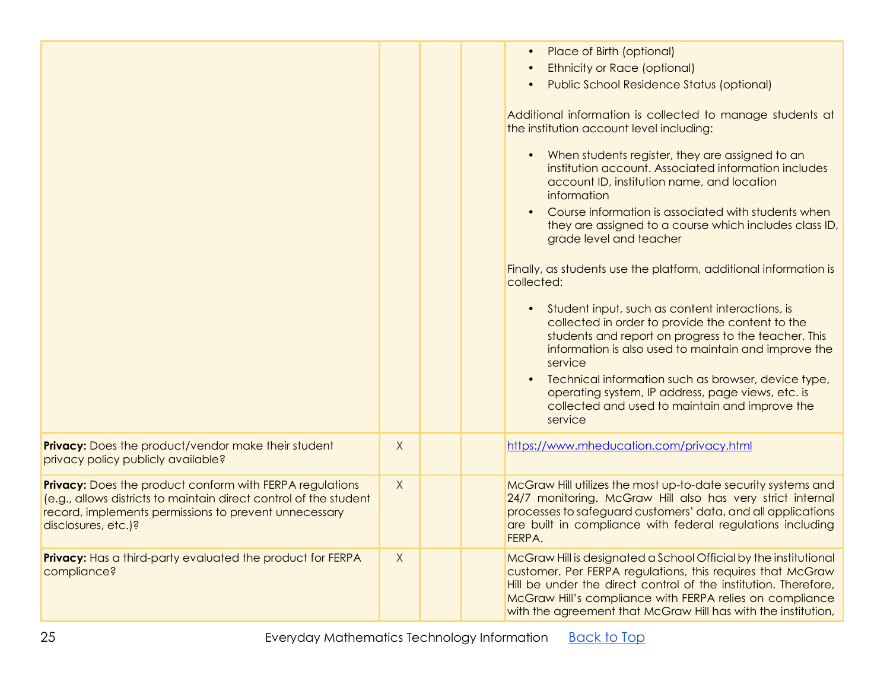| | | | | |
|---|---|---|---|---|
| | | | | • Place of Birth (optional)<br>• Ethnicity or Race (optional)<br>• Public School Residence Status (optional)<br><br>Additional information is collected to manage students at the institution account level including:<br><br>• When students register, they are assigned to an institution account. Associated information includes account ID, institution name, and location information<br>• Course information is associated with students when they are assigned to a course which includes class ID, grade level and teacher<br><br>Finally, as students use the platform, additional information is collected:<br><br>• Student input, such as content interactions, is collected in order to provide the content to the students and report on progress to the teacher. This information is also used to maintain and improve the service<br>• Technical information such as browser, device type, operating system, IP address, page views, etc. is collected and used to maintain and improve the service |
| **Privacy:** Does the product/vendor make their student privacy policy publicly available? | X | | | https://www.mheducation.com/privacy.html |
| **Privacy:** Does the product conform with FERPA regulations (e.g., allows districts to maintain direct control of the student record, implements permissions to prevent unnecessary disclosures, etc.)? | X | | | McGraw Hill utilizes the most up-to-date security systems and 24/7 monitoring. McGraw Hill also has very strict internal processes to safeguard customers' data, and all applications are built in compliance with federal regulations including FERPA. |
| **Privacy:** Has a third-party evaluated the product for FERPA compliance? | X | | | McGraw Hill is designated a School Official by the institutional customer. Per FERPA regulations, this requires that McGraw Hill be under the direct control of the institution. Therefore, McGraw Hill's compliance with FERPA relies on compliance with the agreement that McGraw Hill has with the institution, |

Everyday Mathematics Technology Information [Back to Top]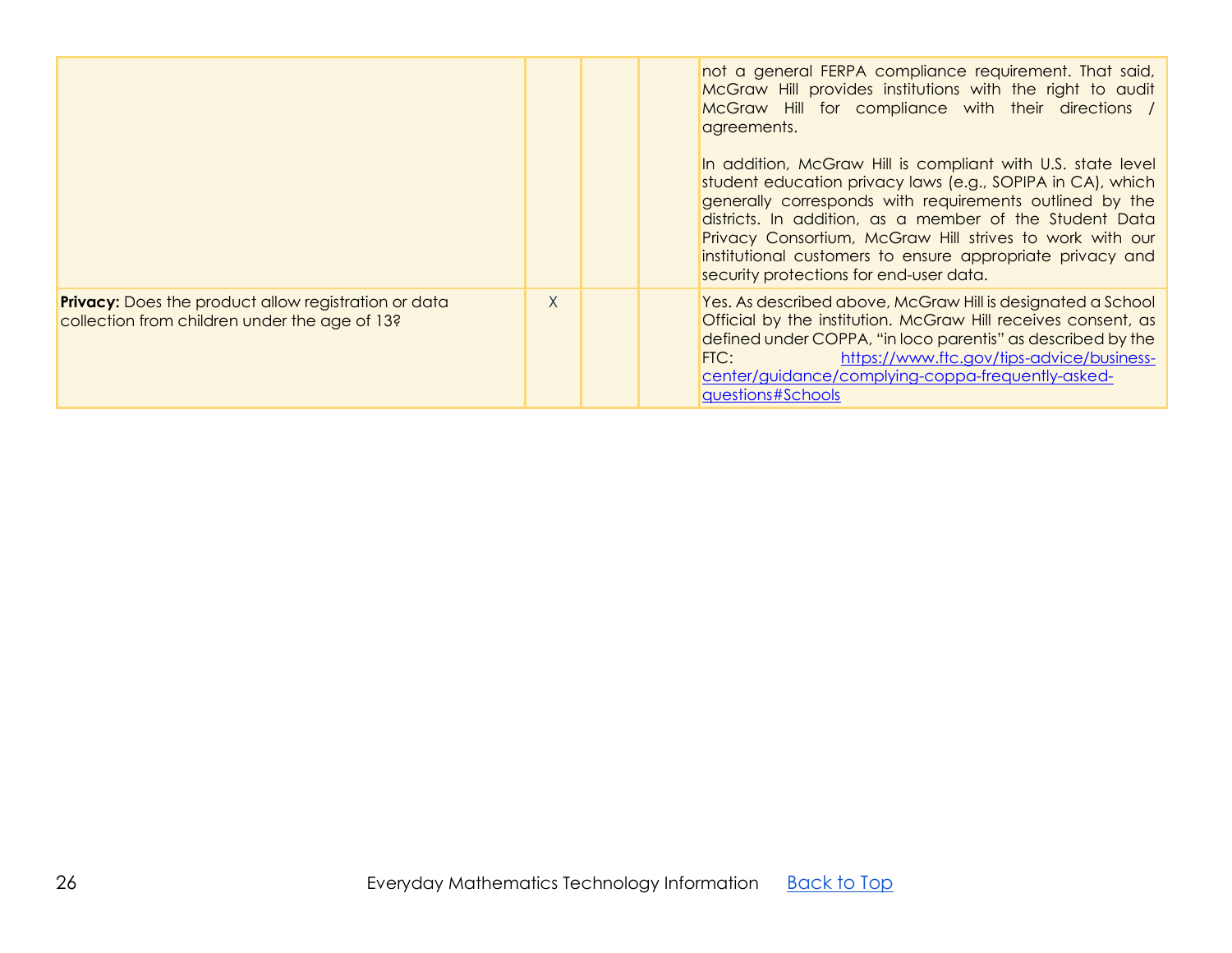| | | | | |
|---|---|---|---|---|
| | | | | not a general FERPA compliance requirement. That said, McGraw Hill provides institutions with the right to audit McGraw Hill for compliance with their directions / agreements.<br><br>In addition, McGraw Hill is compliant with U.S. state level student education privacy laws (e.g., SOPIPA in CA), which generally corresponds with requirements outlined by the districts. In addition, as a member of the Student Data Privacy Consortium, McGraw Hill strives to work with our institutional customers to ensure appropriate privacy and security protections for end-user data. |
| **Privacy:** Does the product allow registration or data collection from children under the age of 13? | X | | | Yes. As described above, McGraw Hill is designated a School Official by the institution. McGraw Hill receives consent, as defined under COPPA, "in loco parentis" as described by the FTC: [https://www.ftc.gov/tips-advice/business-center/guidance/complying-coppa-frequently-asked-questions#Schools](https://www.ftc.gov/tips-advice/business-center/guidance/complying-coppa-frequently-asked-questions#Schools) |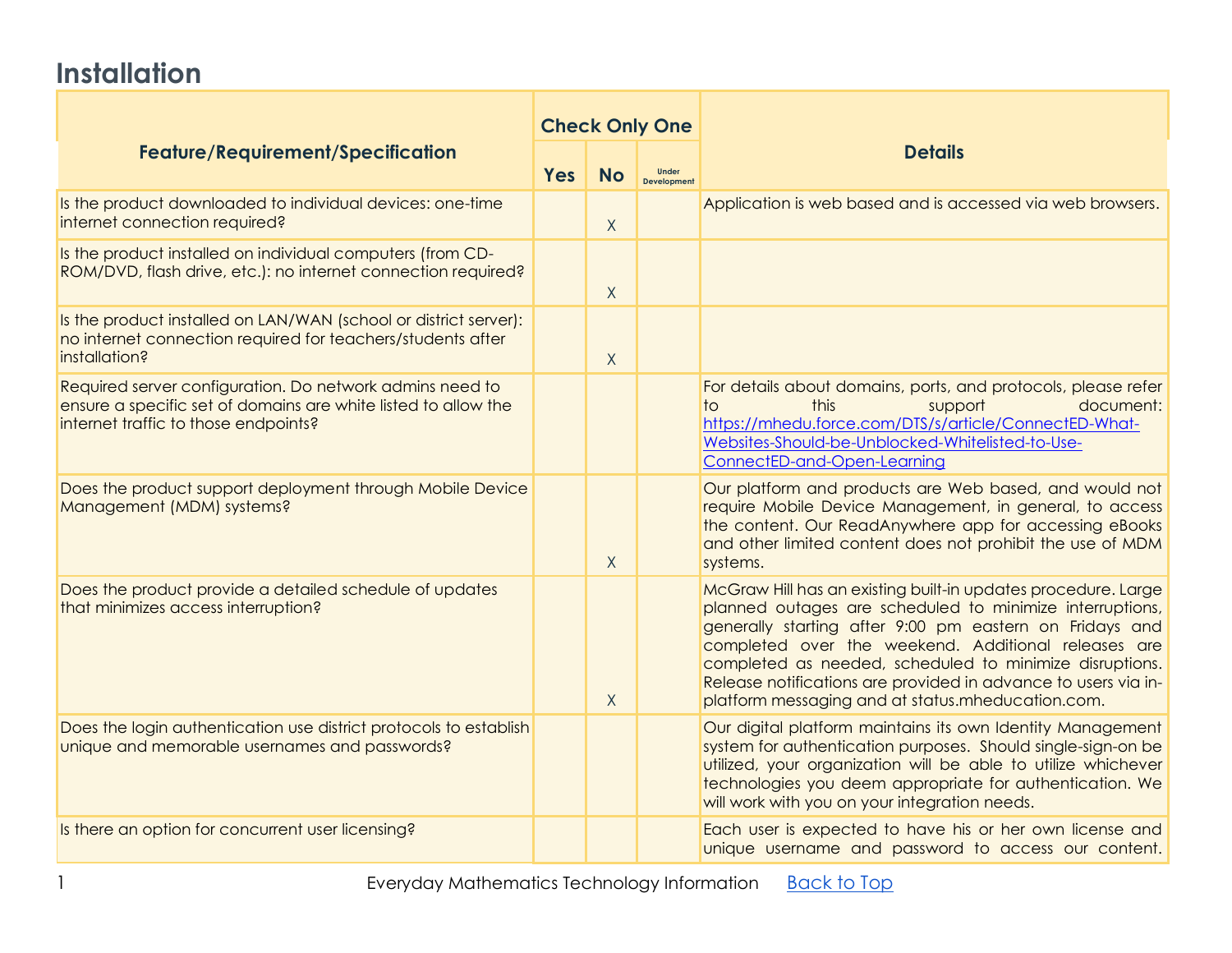## Installation

| Feature/Requirement/Specification | Check Only One | | | Details |
|---|---|---|---|---|
| | Yes | No | Under Development | |
| Is the product downloaded to individual devices: one-time internet connection required? | | X | | Application is web based and is accessed via web browsers. |
| Is the product installed on individual computers (from CD-ROM/DVD, flash drive, etc.): no internet connection required? | | X | | |
| Is the product installed on LAN/WAN (school or district server): no internet connection required for teachers/students after installation? | | X | | |
| Required server configuration. Do network admins need to ensure a specific set of domains are white listed to allow the internet traffic to those endpoints? | | | | For details about domains, ports, and protocols, please refer to this support document: [https://mhedu.force.com/DTS/s/article/ConnectED-What-Websites-Should-be-Unblocked-Whitelisted-to-Use-ConnectED-and-Open-Learning](https://mhedu.force.com/DTS/s/article/ConnectED-What-Websites-Should-be-Unblocked-Whitelisted-to-Use-ConnectED-and-Open-Learning) |
| Does the product support deployment through Mobile Device Management (MDM) systems? | | X | | Our platform and products are Web based, and would not require Mobile Device Management, in general, to access the content. Our ReadAnywhere app for accessing eBooks and other limited content does not prohibit the use of MDM systems. |
| Does the product provide a detailed schedule of updates that minimizes access interruption? | | X | | McGraw Hill has an existing built-in updates procedure. Large planned outages are scheduled to minimize interruptions, generally starting after 9:00 pm eastern on Fridays and completed over the weekend. Additional releases are completed as needed, scheduled to minimize disruptions. Release notifications are provided in advance to users via in-platform messaging and at status.mheducation.com. |
| Does the login authentication use district protocols to establish unique and memorable usernames and passwords? | | | | Our digital platform maintains its own Identity Management system for authentication purposes. Should single-sign-on be utilized, your organization will be able to utilize whichever technologies you deem appropriate for authentication. We will work with you on your integration needs. |
| Is there an option for concurrent user licensing? | | | | Each user is expected to have his or her own license and unique username and password to access our content. |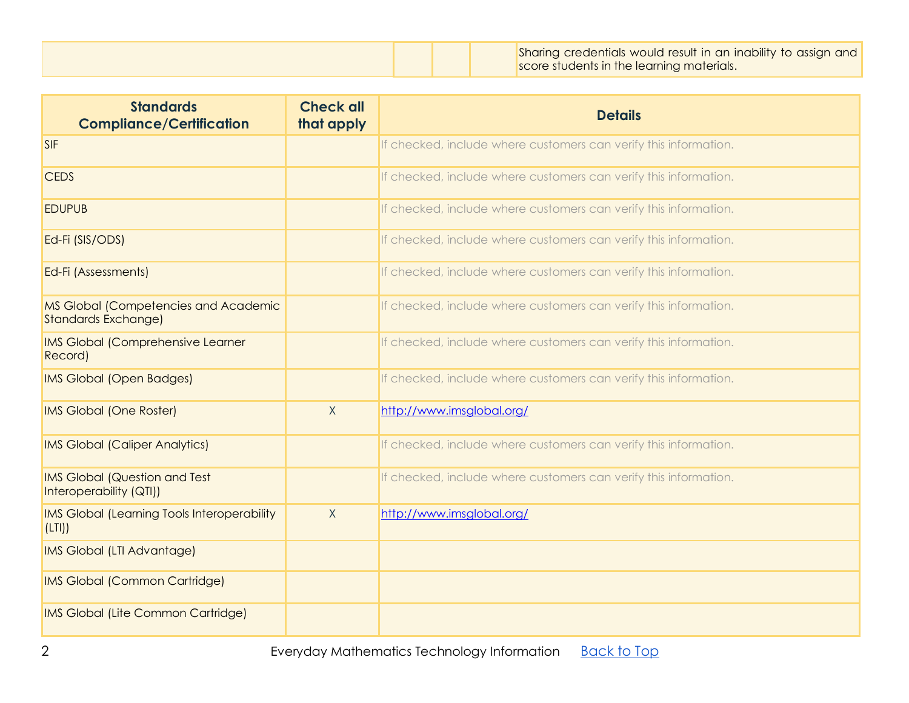| | | | | |
|---|---|---|---|---|
| | | | | Sharing credentials would result in an inability to assign and score students in the learning materials. |

| Standards Compliance/Certification | Check all that apply | Details |
|---|---|---|
| SIF | | If checked, include where customers can verify this information. |
| CEDS | | If checked, include where customers can verify this information. |
| EDUPUB | | If checked, include where customers can verify this information. |
| Ed-Fi (SIS/ODS) | | If checked, include where customers can verify this information. |
| Ed-Fi (Assessments) | | If checked, include where customers can verify this information. |
| MS Global (Competencies and Academic Standards Exchange) | | If checked, include where customers can verify this information. |
| IMS Global (Comprehensive Learner Record) | | If checked, include where customers can verify this information. |
| IMS Global (Open Badges) | | If checked, include where customers can verify this information. |
| IMS Global (One Roster) | X | http://www.imsglobal.org/ |
| IMS Global (Caliper Analytics) | | If checked, include where customers can verify this information. |
| IMS Global (Question and Test Interoperability (QTI)) | | If checked, include where customers can verify this information. |
| IMS Global (Learning Tools Interoperability (LTI)) | X | http://www.imsglobal.org/ |
| IMS Global (LTI Advantage) | | |
| IMS Global (Common Cartridge) | | |
| IMS Global (Lite Common Cartridge) | | |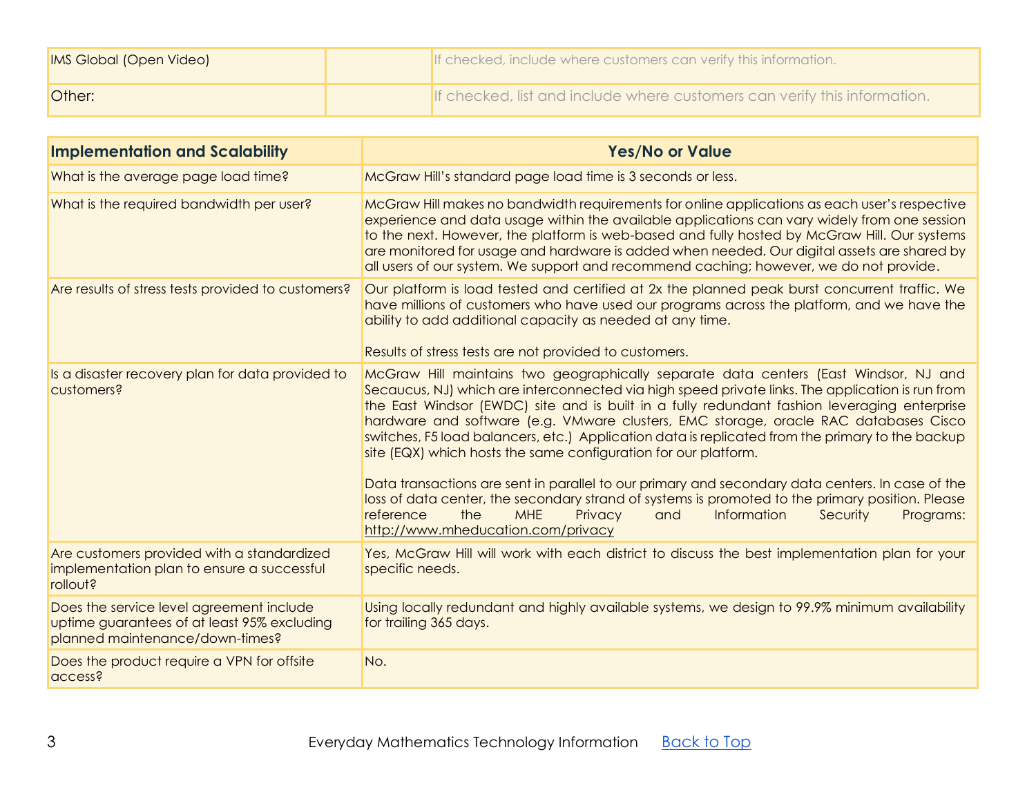| IMS Global (Open Video) | | If checked, include where customers can verify this information. |
|---|---|---|
| Other: | | If checked, list and include where customers can verify this information. |

| Implementation and Scalability | Yes/No or Value |
|---|---|
| What is the average page load time? | McGraw Hill's standard page load time is 3 seconds or less. |
| What is the required bandwidth per user? | McGraw Hill makes no bandwidth requirements for online applications as each user's respective experience and data usage within the available applications can vary widely from one session to the next. However, the platform is web-based and fully hosted by McGraw Hill. Our systems are monitored for usage and hardware is added when needed. Our digital assets are shared by all users of our system. We support and recommend caching; however, we do not provide. |
| Are results of stress tests provided to customers? | Our platform is load tested and certified at 2x the planned peak burst concurrent traffic. We have millions of customers who have used our programs across the platform, and we have the ability to add additional capacity as needed at any time.<br><br>Results of stress tests are not provided to customers. |
| Is a disaster recovery plan for data provided to customers? | McGraw Hill maintains two geographically separate data centers (East Windsor, NJ and Secaucus, NJ) which are interconnected via high speed private links. The application is run from the East Windsor (EWDC) site and is built in a fully redundant fashion leveraging enterprise hardware and software (e.g. VMware clusters, EMC storage, oracle RAC databases Cisco switches, F5 load balancers, etc.) Application data is replicated from the primary to the backup site (EQX) which hosts the same configuration for our platform.<br><br>Data transactions are sent in parallel to our primary and secondary data centers. In case of the loss of data center, the secondary strand of systems is promoted to the primary position. Please reference the MHE Privacy and Information Security Programs: http://www.mheducation.com/privacy |
| Are customers provided with a standardized implementation plan to ensure a successful rollout? | Yes, McGraw Hill will work with each district to discuss the best implementation plan for your specific needs. |
| Does the service level agreement include uptime guarantees of at least 95% excluding planned maintenance/down-times? | Using locally redundant and highly available systems, we design to 99.9% minimum availability for trailing 365 days. |
| Does the product require a VPN for offsite access? | No. |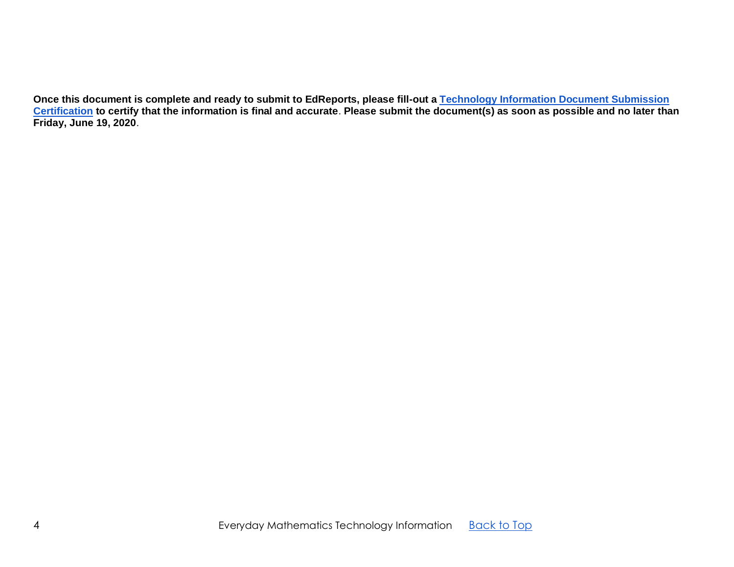**Once this document is complete and ready to submit to EdReports, please fill-out a [Technology Information Document Submission Certification](#) to certify that the information is final and accurate**. **Please submit the document(s) as soon as possible and no later than Friday, June 19, 2020**.